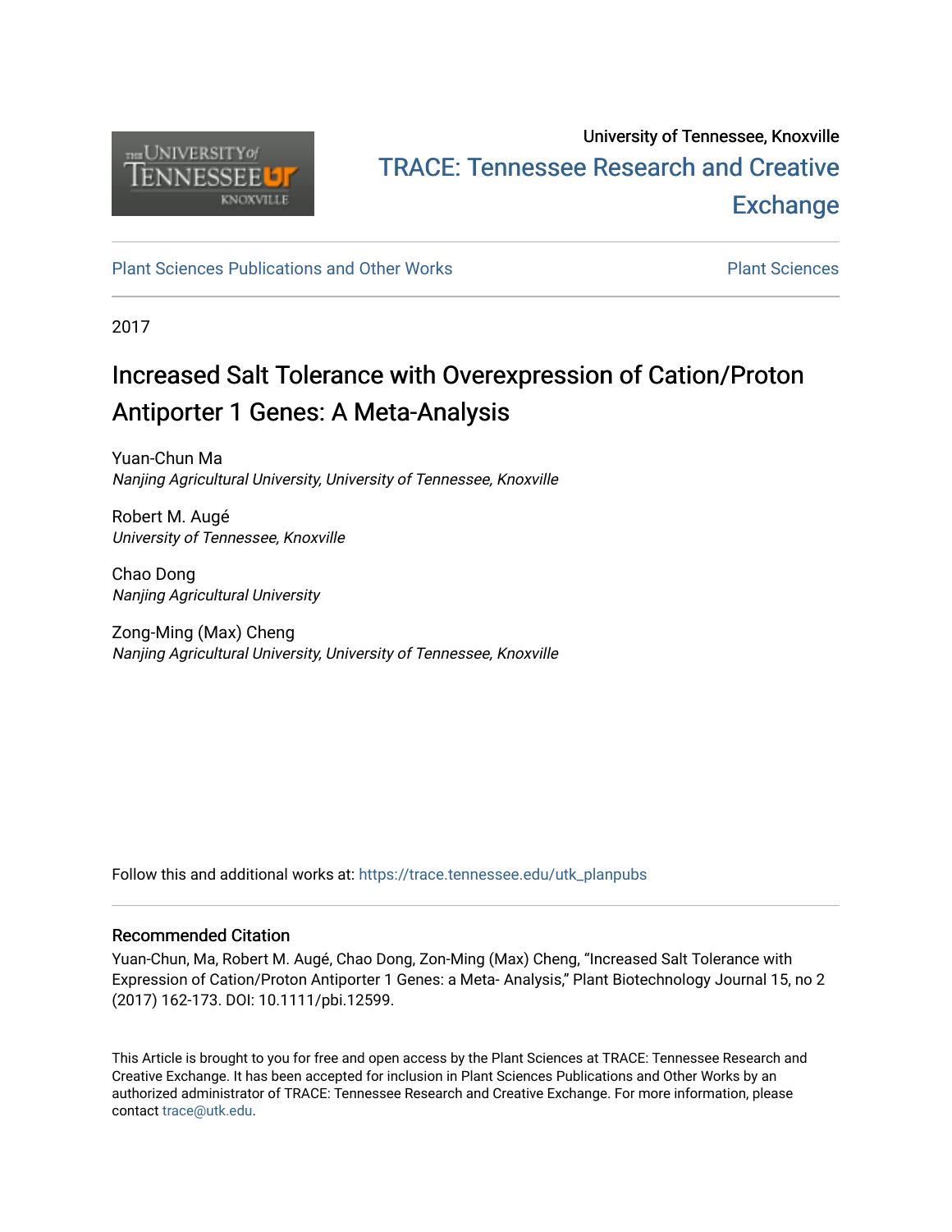University of Tennessee, Knoxville

TRACE: Tennessee Research and Creative Exchange

Plant Sciences Publications and Other Works

Plant Sciences

2017

# Increased Salt Tolerance with Overexpression of Cation/Proton Antiporter 1 Genes: A Meta-Analysis

Yuan-Chun Ma
*Nanjing Agricultural University, University of Tennessee, Knoxville*

Robert M. Augé
*University of Tennessee, Knoxville*

Chao Dong
*Nanjing Agricultural University*

Zong-Ming (Max) Cheng
*Nanjing Agricultural University, University of Tennessee, Knoxville*

Follow this and additional works at: https://trace.tennessee.edu/utk_planpubs

## Recommended Citation

Yuan-Chun, Ma, Robert M. Augé, Chao Dong, Zon-Ming (Max) Cheng, "Increased Salt Tolerance with Expression of Cation/Proton Antiporter 1 Genes: a Meta- Analysis," Plant Biotechnology Journal 15, no 2 (2017) 162-173. DOI: 10.1111/pbi.12599.

This Article is brought to you for free and open access by the Plant Sciences at TRACE: Tennessee Research and Creative Exchange. It has been accepted for inclusion in Plant Sciences Publications and Other Works by an authorized administrator of TRACE: Tennessee Research and Creative Exchange. For more information, please contact trace@utk.edu.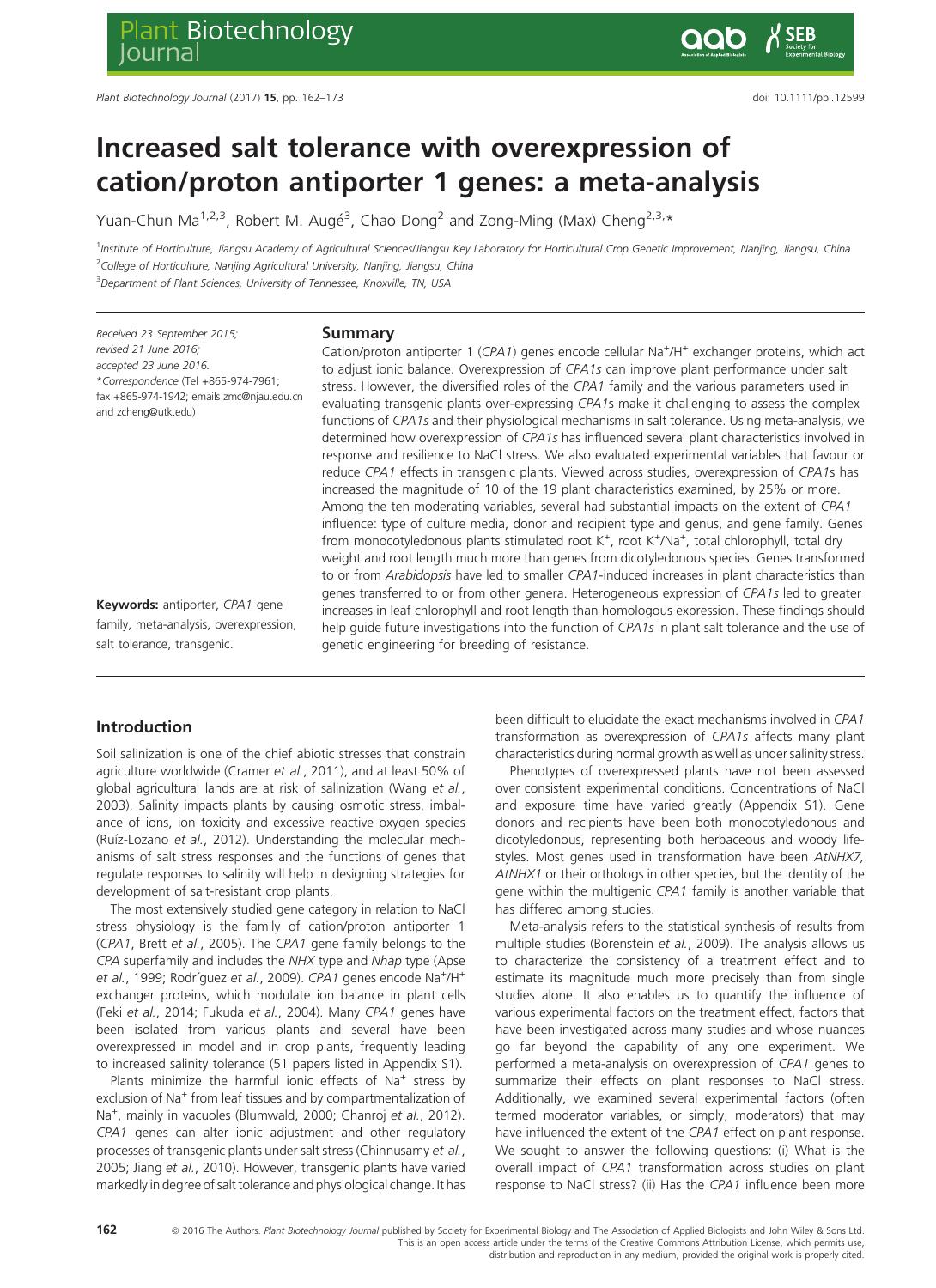# Increased salt tolerance with overexpression of cation/proton antiporter 1 genes: a meta-analysis

Yuan-Chun Ma[1,2,3], Robert M. Augé[3], Chao Dong[2] and Zong-Ming (Max) Cheng[2,3,*]

[1]Institute of Horticulture, Jiangsu Academy of Agricultural Sciences/Jiangsu Key Laboratory for Horticultural Crop Genetic Improvement, Nanjing, Jiangsu, China
[2]College of Horticulture, Nanjing Agricultural University, Nanjing, Jiangsu, China
[3]Department of Plant Sciences, University of Tennessee, Knoxville, TN, USA

Received 23 September 2015;
revised 21 June 2016;
accepted 23 June 2016.
*Correspondence (Tel +865-974-7961; fax +865-974-1942; emails zmc@njau.edu.cn and zcheng@utk.edu)

**Keywords:** antiporter, *CPA1* gene family, meta-analysis, overexpression, salt tolerance, transgenic.

## Summary

Cation/proton antiporter 1 (*CPA1*) genes encode cellular $Na^+/H^+$ exchanger proteins, which act to adjust ionic balance. Overexpression of *CPA1s* can improve plant performance under salt stress. However, the diversified roles of the *CPA1* family and the various parameters used in evaluating transgenic plants over-expressing *CPA1*s make it challenging to assess the complex functions of *CPA1s* and their physiological mechanisms in salt tolerance. Using meta-analysis, we determined how overexpression of *CPA1s* has influenced several plant characteristics involved in response and resilience to NaCl stress. We also evaluated experimental variables that favour or reduce *CPA1* effects in transgenic plants. Viewed across studies, overexpression of *CPA1*s has increased the magnitude of 10 of the 19 plant characteristics examined, by 25% or more. Among the ten moderating variables, several had substantial impacts on the extent of *CPA1* influence: type of culture media, donor and recipient type and genus, and gene family. Genes from monocotyledonous plants stimulated root $K^+$, root $K^+/Na^+$, total chlorophyll, total dry weight and root length much more than genes from dicotyledonous species. Genes transformed to or from *Arabidopsis* have led to smaller *CPA1*-induced increases in plant characteristics than genes transferred to or from other genera. Heterogeneous expression of *CPA1s* led to greater increases in leaf chlorophyll and root length than homologous expression. These findings should help guide future investigations into the function of *CPA1s* in plant salt tolerance and the use of genetic engineering for breeding of resistance.

## Introduction

Soil salinization is one of the chief abiotic stresses that constrain agriculture worldwide (Cramer *et al.*, 2011), and at least 50% of global agricultural lands are at risk of salinization (Wang *et al.*, 2003). Salinity impacts plants by causing osmotic stress, imbalance of ions, ion toxicity and excessive reactive oxygen species (Ruíz-Lozano *et al.*, 2012). Understanding the molecular mechanisms of salt stress responses and the functions of genes that regulate responses to salinity will help in designing strategies for development of salt-resistant crop plants.

The most extensively studied gene category in relation to NaCl stress physiology is the family of cation/proton antiporter 1 (*CPA1*, Brett *et al.*, 2005). The *CPA1* gene family belongs to the *CPA* superfamily and includes the *NHX* type and *Nhap* type (Apse *et al.*, 1999; Rodríguez *et al.*, 2009). *CPA1* genes encode $Na^+/H^+$ exchanger proteins, which modulate ion balance in plant cells (Feki *et al.*, 2014; Fukuda *et al.*, 2004). Many *CPA1* genes have been isolated from various plants and several have been overexpressed in model and in crop plants, frequently leading to increased salinity tolerance (51 papers listed in Appendix S1).

Plants minimize the harmful ionic effects of $Na^+$ stress by exclusion of $Na^+$ from leaf tissues and by compartmentalization of $Na^+$, mainly in vacuoles (Blumwald, 2000; Chanroj *et al.*, 2012). *CPA1* genes can alter ionic adjustment and other regulatory processes of transgenic plants under salt stress (Chinnusamy *et al.*, 2005; Jiang *et al.*, 2010). However, transgenic plants have varied markedly in degree of salt tolerance and physiological change. It has been difficult to elucidate the exact mechanisms involved in *CPA1* transformation as overexpression of *CPA1s* affects many plant characteristics during normal growth as well as under salinity stress.

Phenotypes of overexpressed plants have not been assessed over consistent experimental conditions. Concentrations of NaCl and exposure time have varied greatly (Appendix S1). Gene donors and recipients have been both monocotyledonous and dicotyledonous, representing both herbaceous and woody lifestyles. Most genes used in transformation have been *AtNHX7, AtNHX1* or their orthologs in other species, but the identity of the gene within the multigenic *CPA1* family is another variable that has differed among studies.

Meta-analysis refers to the statistical synthesis of results from multiple studies (Borenstein *et al.*, 2009). The analysis allows us to characterize the consistency of a treatment effect and to estimate its magnitude much more precisely than from single studies alone. It also enables us to quantify the influence of various experimental factors on the treatment effect, factors that have been investigated across many studies and whose nuances go far beyond the capability of any one experiment. We performed a meta-analysis on overexpression of *CPA1* genes to summarize their effects on plant responses to NaCl stress. Additionally, we examined several experimental factors (often termed moderator variables, or simply, moderators) that may have influenced the extent of the *CPA1* effect on plant response. We sought to answer the following questions: (i) What is the overall impact of *CPA1* transformation across studies on plant response to NaCl stress? (ii) Has the *CPA1* influence been more

© 2016 The Authors. *Plant Biotechnology Journal* published by Society for Experimental Biology and The Association of Applied Biologists and John Wiley & Sons Ltd. This is an open access article under the terms of the Creative Commons Attribution License, which permits use, distribution and reproduction in any medium, provided the original work is properly cited.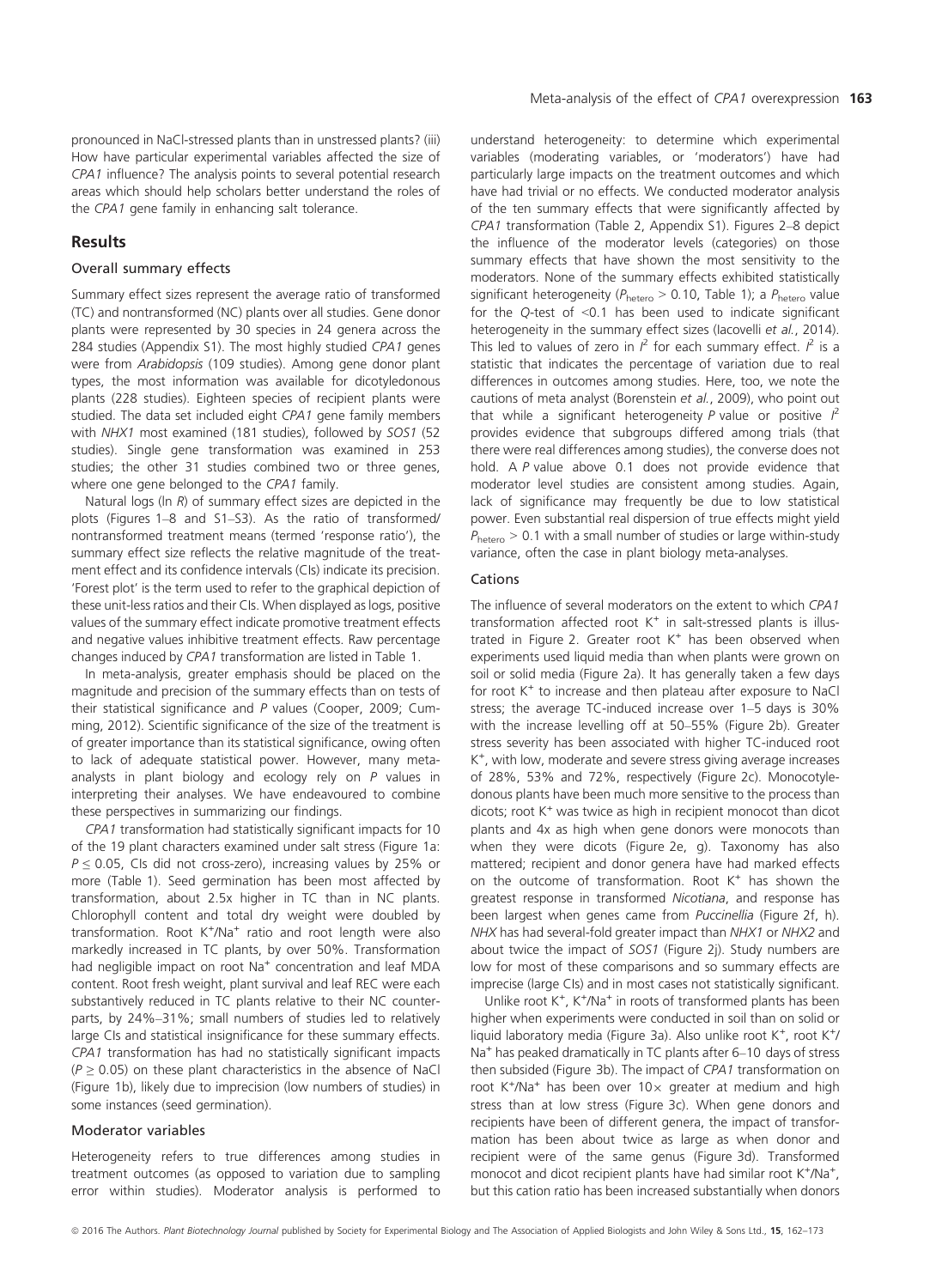pronounced in NaCl-stressed plants than in unstressed plants? (iii) How have particular experimental variables affected the size of *CPA1* influence? The analysis points to several potential research areas which should help scholars better understand the roles of the *CPA1* gene family in enhancing salt tolerance.

## Results

### Overall summary effects

Summary effect sizes represent the average ratio of transformed (TC) and nontransformed (NC) plants over all studies. Gene donor plants were represented by 30 species in 24 genera across the 284 studies (Appendix S1). The most highly studied *CPA1* genes were from *Arabidopsis* (109 studies). Among gene donor plant types, the most information was available for dicotyledonous plants (228 studies). Eighteen species of recipient plants were studied. The data set included eight *CPA1* gene family members with *NHX1* most examined (181 studies), followed by *SOS1* (52 studies). Single gene transformation was examined in 253 studies; the other 31 studies combined two or three genes, where one gene belonged to the *CPA1* family.

Natural logs (ln *R*) of summary effect sizes are depicted in the plots (Figures 1–8 and S1–S3). As the ratio of transformed/nontransformed treatment means (termed 'response ratio'), the summary effect size reflects the relative magnitude of the treatment effect and its confidence intervals (CIs) indicate its precision. 'Forest plot' is the term used to refer to the graphical depiction of these unit-less ratios and their CIs. When displayed as logs, positive values of the summary effect indicate promotive treatment effects and negative values inhibitive treatment effects. Raw percentage changes induced by *CPA1* transformation are listed in Table 1.

In meta-analysis, greater emphasis should be placed on the magnitude and precision of the summary effects than on tests of their statistical significance and *P* values (Cooper, 2009; Cumming, 2012). Scientific significance of the size of the treatment is of greater importance than its statistical significance, owing often to lack of adequate statistical power. However, many meta-analysts in plant biology and ecology rely on *P* values in interpreting their analyses. We have endeavoured to combine these perspectives in summarizing our findings.

*CPA1* transformation had statistically significant impacts for 10 of the 19 plant characters examined under salt stress (Figure 1a: $P \leq 0.05$, CIs did not cross-zero), increasing values by 25% or more (Table 1). Seed germination has been most affected by transformation, about 2.5x higher in TC than in NC plants. Chlorophyll content and total dry weight were doubled by transformation. Root $K^+/Na^+$ ratio and root length were also markedly increased in TC plants, by over 50%. Transformation had negligible impact on root $Na^+$ concentration and leaf MDA content. Root fresh weight, plant survival and leaf REC were each substantively reduced in TC plants relative to their NC counterparts, by 24%–31%; small numbers of studies led to relatively large CIs and statistical insignificance for these summary effects. *CPA1* transformation has had no statistically significant impacts ($P \geq 0.05$) on these plant characteristics in the absence of NaCl (Figure 1b), likely due to imprecision (low numbers of studies) in some instances (seed germination).

### Moderator variables

Heterogeneity refers to true differences among studies in treatment outcomes (as opposed to variation due to sampling error within studies). Moderator analysis is performed to understand heterogeneity: to determine which experimental variables (moderating variables, or 'moderators') have had particularly large impacts on the treatment outcomes and which have had trivial or no effects. We conducted moderator analysis of the ten summary effects that were significantly affected by *CPA1* transformation (Table 2, Appendix S1). Figures 2–8 depict the influence of the moderator levels (categories) on those summary effects that have shown the most sensitivity to the moderators. None of the summary effects exhibited statistically significant heterogeneity ($P_{hetero} > 0.10$, Table 1); a $P_{hetero}$ value for the *Q*-test of <0.1 has been used to indicate significant heterogeneity in the summary effect sizes (Iacovelli *et al.*, 2014). This led to values of zero in $I^2$ for each summary effect. $I^2$ is a statistic that indicates the percentage of variation due to real differences in outcomes among studies. Here, too, we note the cautions of meta analyst (Borenstein *et al.*, 2009), who point out that while a significant heterogeneity *P* value or positive $I^2$ provides evidence that subgroups differed among trials (that there were real differences among studies), the converse does not hold. A *P* value above 0.1 does not provide evidence that moderator level studies are consistent among studies. Again, lack of significance may frequently be due to low statistical power. Even substantial real dispersion of true effects might yield $P_{hetero} > 0.1$ with a small number of studies or large within-study variance, often the case in plant biology meta-analyses.

### Cations

The influence of several moderators on the extent to which *CPA1* transformation affected root $K^+$ in salt-stressed plants is illustrated in Figure 2. Greater root $K^+$ has been observed when experiments used liquid media than when plants were grown on soil or solid media (Figure 2a). It has generally taken a few days for root $K^+$ to increase and then plateau after exposure to NaCl stress; the average TC-induced increase over 1–5 days is 30% with the increase levelling off at 50–55% (Figure 2b). Greater stress severity has been associated with higher TC-induced root $K^+$, with low, moderate and severe stress giving average increases of 28%, 53% and 72%, respectively (Figure 2c). Monocotyledonous plants have been much more sensitive to the process than dicots; root $K^+$ was twice as high in recipient monocot than dicot plants and 4x as high when gene donors were monocots than when they were dicots (Figure 2e, g). Taxonomy has also mattered; recipient and donor genera have had marked effects on the outcome of transformation. Root $K^+$ has shown the greatest response in transformed *Nicotiana*, and response has been largest when genes came from *Puccinellia* (Figure 2f, h). *NHX* has had several-fold greater impact than *NHX1* or *NHX2* and about twice the impact of *SOS1* (Figure 2j). Study numbers are low for most of these comparisons and so summary effects are imprecise (large CIs) and in most cases not statistically significant.

Unlike root $K^+$, $K^+/Na^+$ in roots of transformed plants has been higher when experiments were conducted in soil than on solid or liquid laboratory media (Figure 3a). Also unlike root $K^+$, root $K^+/Na^+$ has peaked dramatically in TC plants after 6–10 days of stress then subsided (Figure 3b). The impact of *CPA1* transformation on root $K^+/Na^+$ has been over 10× greater at medium and high stress than at low stress (Figure 3c). When gene donors and recipients have been of different genera, the impact of transformation has been about twice as large as when donor and recipient were of the same genus (Figure 3d). Transformed monocot and dicot recipient plants have had similar root $K^+/Na^+$, but this cation ratio has been increased substantially when donors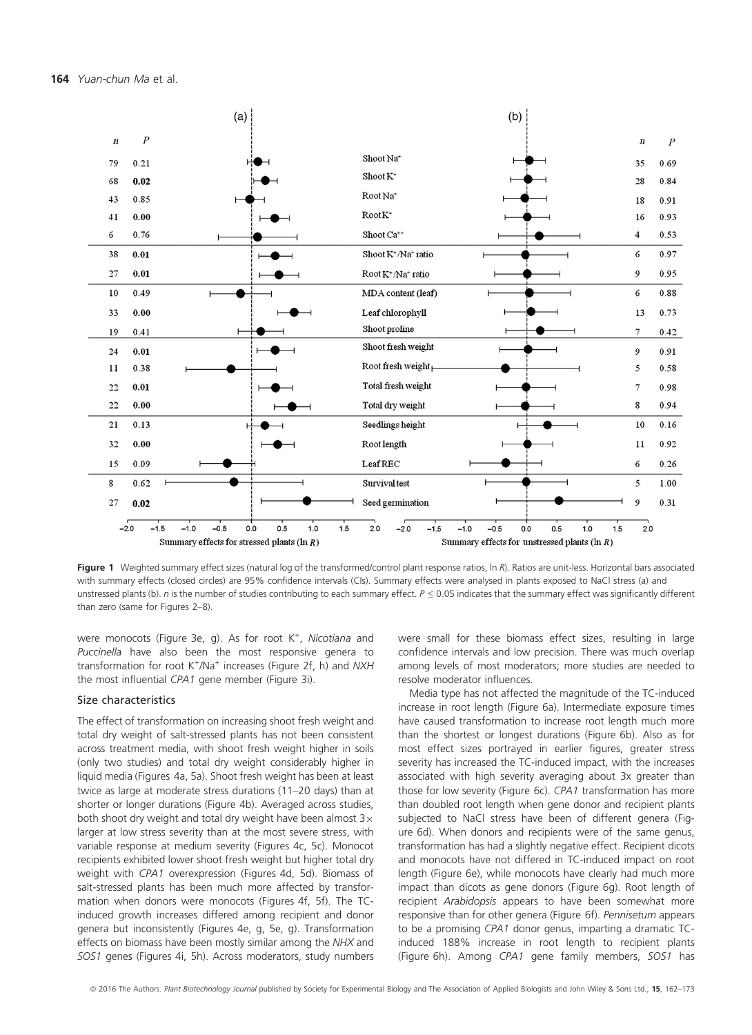(a)

(b)

n P

n P

79 0.21 Shoot Na⁺ 35 0.69

68 **0.02** Shoot K⁺ 28 0.84

43 0.85 Root Na⁺ 18 0.91

41 **0.00** Root K⁺ 16 0.93

6 0.76 Shoot Ca⁺⁺ 4 0.53

38 **0.01** Shoot K⁺/Na⁺ ratio 6 0.97

27 **0.01** Root K⁺/Na⁺ ratio 9 0.95

10 0.49 MDA content (leaf) 6 0.88

33 **0.00** Leaf chlorophyll 13 0.73

19 0.41 Shoot proline 7 0.42

24 **0.01** Shoot fresh weight 9 0.91

11 0.38 Root fresh weight 5 0.58

22 **0.01** Total fresh weight 7 0.98

22 **0.00** Total dry weight 8 0.94

21 0.13 Seedlings height 10 0.16

32 **0.00** Root length 11 0.92

15 0.09 Leaf REC 6 0.26

8 0.62 Survival test 5 1.00

27 **0.02** Seed germination 9 0.31

−2.0 −1.5 −1.0 −0.5 0.0 0.5 1.0 1.5 2.0

Summary effects for stressed plants (ln *R*)

−2.0 −1.5 −1.0 −0.5 0.0 0.5 1.0 1.5 2.0

Summary effects for unstressed plants (ln *R*)

**Figure 1** Weighted summary effect sizes (natural log of the transformed/control plant response ratios, ln *R*). Ratios are unit-less. Horizontal bars associated with summary effects (closed circles) are 95% confidence intervals (CIs). Summary effects were analysed in plants exposed to NaCl stress (a) and unstressed plants (b). *n* is the number of studies contributing to each summary effect. $P \leq 0.05$ indicates that the summary effect was significantly different than zero (same for Figures 2–8).

were monocots (Figure 3e, g). As for root $K^+$, *Nicotiana* and *Puccinella* have also been the most responsive genera to transformation for root $K^+/Na^+$ increases (Figure 2f, h) and *NXH* the most influential *CPA1* gene member (Figure 3i).

### Size characteristics

The effect of transformation on increasing shoot fresh weight and total dry weight of salt-stressed plants has not been consistent across treatment media, with shoot fresh weight higher in soils (only two studies) and total dry weight considerably higher in liquid media (Figures 4a, 5a). Shoot fresh weight has been at least twice as large at moderate stress durations (11–20 days) than at shorter or longer durations (Figure 4b). Averaged across studies, both shoot dry weight and total dry weight have been almost 3× larger at low stress severity than at the most severe stress, with variable response at medium severity (Figures 4c, 5c). Monocot recipients exhibited lower shoot fresh weight but higher total dry weight with *CPA1* overexpression (Figures 4d, 5d). Biomass of salt-stressed plants has been much more affected by transformation when donors were monocots (Figures 4f, 5f). The TC-induced growth increases differed among recipient and donor genera but inconsistently (Figures 4e, g, 5e, g). Transformation effects on biomass have been mostly similar among the *NHX* and *SOS1* genes (Figures 4i, 5h). Across moderators, study numbers were small for these biomass effect sizes, resulting in large confidence intervals and low precision. There was much overlap among levels of most moderators; more studies are needed to resolve moderator influences.

Media type has not affected the magnitude of the TC-induced increase in root length (Figure 6a). Intermediate exposure times have caused transformation to increase root length much more than the shortest or longest durations (Figure 6b). Also as for most effect sizes portrayed in earlier figures, greater stress severity has increased the TC-induced impact, with the increases associated with high severity averaging about 3x greater than those for low severity (Figure 6c). *CPA1* transformation has more than doubled root length when gene donor and recipient plants subjected to NaCl stress have been of different genera (Figure 6d). When donors and recipients were of the same genus, transformation has had a slightly negative effect. Recipient dicots and monocots have not differed in TC-induced impact on root length (Figure 6e), while monocots have clearly had much more impact than dicots as gene donors (Figure 6g). Root length of recipient *Arabidopsis* appears to have been somewhat more responsive than for other genera (Figure 6f). *Pennisetum* appears to be a promising *CPA1* donor genus, imparting a dramatic TC-induced 188% increase in root length to recipient plants (Figure 6h). Among *CPA1* gene family members, *SOS1* has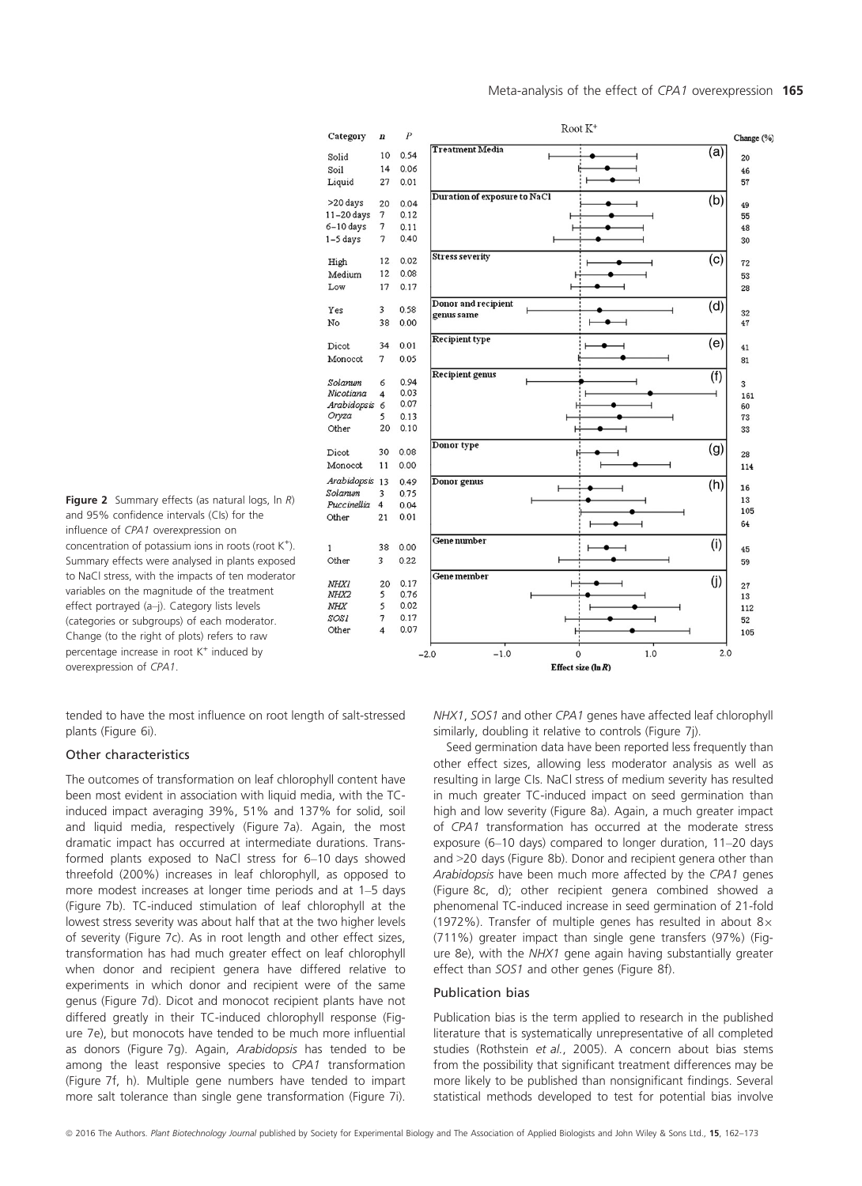Root K+

| Category | n | P | Change (%) |
|---|---|---|---|
| **(a) Treatment Media** | | | |
| Solid | 10 | 0.54 | 20 |
| Soil | 14 | 0.06 | 46 |
| Liquid | 27 | 0.01 | 57 |
| **(b) Duration of exposure to NaCl** | | | |
| >20 days | 20 | 0.04 | 49 |
| 11–20 days | 7 | 0.12 | 55 |
| 6–10 days | 7 | 0.11 | 48 |
| 1–5 days | 7 | 0.40 | 30 |
| **(c) Stress severity** | | | |
| High | 12 | 0.02 | 72 |
| Medium | 12 | 0.08 | 53 |
| Low | 17 | 0.17 | 28 |
| **(d) Donor and recipient genus same** | | | |
| Yes | 3 | 0.58 | 32 |
| No | 38 | 0.00 | 47 |
| **(e) Recipient type** | | | |
| Dicot | 34 | 0.01 | 41 |
| Monocot | 7 | 0.05 | 81 |
| **(f) Recipient genus** | | | |
| *Solanum* | 6 | 0.94 | 3 |
| *Nicotiana* | 4 | 0.03 | 161 |
| *Arabidopsis* | 6 | 0.07 | 60 |
| *Oryza* | 5 | 0.13 | 73 |
| Other | 20 | 0.10 | 33 |
| **(g) Donor type** | | | |
| Dicot | 30 | 0.08 | 28 |
| Monocot | 11 | 0.00 | 114 |
| **(h) Donor genus** | | | |
| *Arabidopsis* | 13 | 0.49 | 16 |
| *Solanum* | 3 | 0.75 | 13 |
| *Puccinellia* | 4 | 0.04 | 105 |
| Other | 21 | 0.01 | 64 |
| **(i) Gene number** | | | |
| 1 | 38 | 0.00 | 45 |
| Other | 3 | 0.22 | 59 |
| **(j) Gene member** | | | |
| *NHX1* | 20 | 0.17 | 27 |
| *NHX2* | 5 | 0.76 | 13 |
| *NHX* | 5 | 0.02 | 112 |
| *SOS1* | 7 | 0.17 | 52 |
| Other | 4 | 0.07 | 105 |

−2.0 −1.0 0 1.0 2.0

Effect size (ln *R*)

**Figure 2** Summary effects (as natural logs, ln *R*) and 95% confidence intervals (CIs) for the influence of *CPA1* overexpression on concentration of potassium ions in roots (root $K^+$). Summary effects were analysed in plants exposed to NaCl stress, with the impacts of ten moderator variables on the magnitude of the treatment effect portrayed (a–j). Category lists levels (categories or subgroups) of each moderator. Change (to the right of plots) refers to raw percentage increase in root $K^+$ induced by overexpression of *CPA1*.

tended to have the most influence on root length of salt-stressed plants (Figure 6i).

### Other characteristics

The outcomes of transformation on leaf chlorophyll content have been most evident in association with liquid media, with the TC-induced impact averaging 39%, 51% and 137% for solid, soil and liquid media, respectively (Figure 7a). Again, the most dramatic impact has occurred at intermediate durations. Transformed plants exposed to NaCl stress for 6–10 days showed threefold (200%) increases in leaf chlorophyll, as opposed to more modest increases at longer time periods and at 1–5 days (Figure 7b). TC-induced stimulation of leaf chlorophyll at the lowest stress severity was about half that at the two higher levels of severity (Figure 7c). As in root length and other effect sizes, transformation has had much greater effect on leaf chlorophyll when donor and recipient genera have differed relative to experiments in which donor and recipient were of the same genus (Figure 7d). Dicot and monocot recipient plants have not differed greatly in their TC-induced chlorophyll response (Figure 7e), but monocots have tended to be much more influential as donors (Figure 7g). Again, *Arabidopsis* has tended to be among the least responsive species to *CPA1* transformation (Figure 7f, h). Multiple gene numbers have tended to impart more salt tolerance than single gene transformation (Figure 7i). *NHX1*, *SOS1* and other *CPA1* genes have affected leaf chlorophyll similarly, doubling it relative to controls (Figure 7j).

Seed germination data have been reported less frequently than other effect sizes, allowing less moderator analysis as well as resulting in large CIs. NaCl stress of medium severity has resulted in much greater TC-induced impact on seed germination than high and low severity (Figure 8a). Again, a much greater impact of *CPA1* transformation has occurred at the moderate stress exposure (6–10 days) compared to longer duration, 11–20 days and >20 days (Figure 8b). Donor and recipient genera other than *Arabidopsis* have been much more affected by the *CPA1* genes (Figure 8c, d); other recipient genera combined showed a phenomenal TC-induced increase in seed germination of 21-fold (1972%). Transfer of multiple genes has resulted in about 8× (711%) greater impact than single gene transfers (97%) (Figure 8e), with the *NHX1* gene again having substantially greater effect than *SOS1* and other genes (Figure 8f).

### Publication bias

Publication bias is the term applied to research in the published literature that is systematically unrepresentative of all completed studies (Rothstein *et al.*, 2005). A concern about bias stems from the possibility that significant treatment differences may be more likely to be published than nonsignificant findings. Several statistical methods developed to test for potential bias involve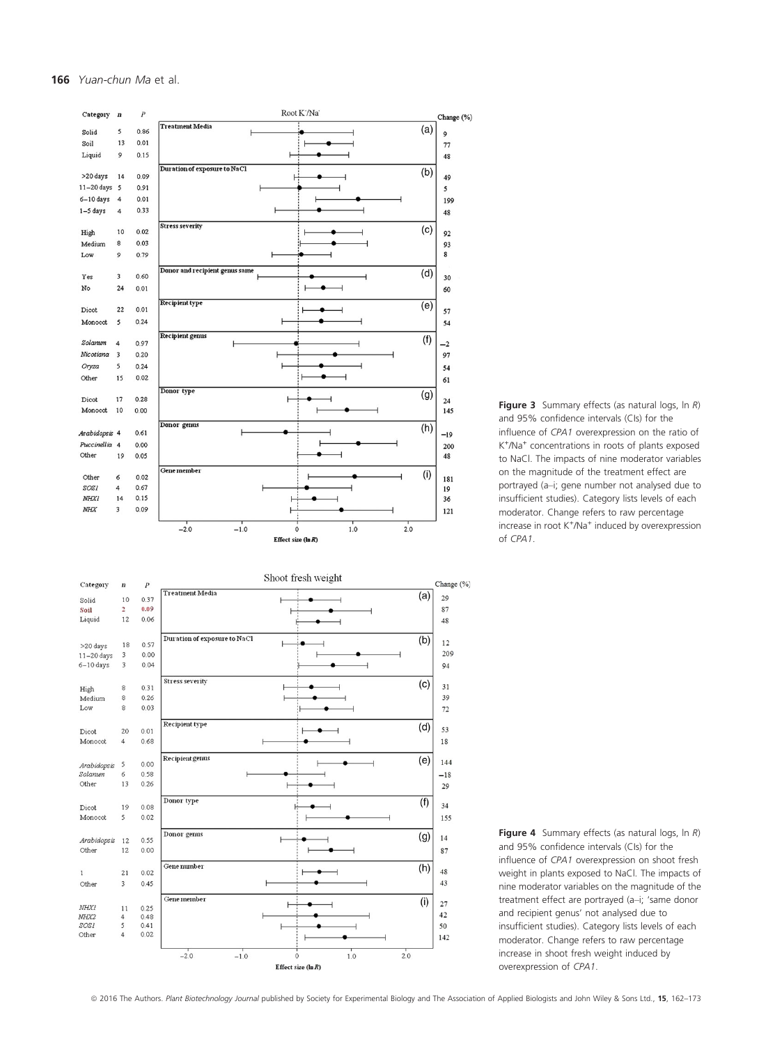Root $K^+/Na^+$

Category n P Change (%)

Treatment Media (a)
Solid 5 0.86 9
Soil 13 0.01 77
Liquid 9 0.15 48

Duration of exposure to NaCl (b)
>20 days 14 0.09 49
11–20 days 5 0.91 5
6–10 days 4 0.01 199
1–5 days 4 0.33 48

Stress severity (c)
High 10 0.02 92
Medium 8 0.03 93
Low 9 0.79 8

Donor and recipient genus same (d)
Yes 3 0.60 30
No 24 0.01 60

Recipient type (e)
Dicot 22 0.01 57
Monocot 5 0.24 54

Recipient genus (f)
*Solanum* 4 0.97 −2
*Nicotiana* 3 0.20 97
*Oryza* 5 0.24 54
Other 15 0.02 61

Donor type (g)
Dicot 17 0.28 24
Monocot 10 0.00 145

Donor genus (h)
*Arabidopsis* 4 0.61 −19
*Puccinellia* 4 0.00 200
Other 19 0.05 48

Gene member (i)
Other 6 0.02 181
*SOS1* 4 0.67 19
*NHX1* 14 0.15 36
*NHX* 3 0.09 121

−2.0 −1.0 0 1.0 2.0

Effect size (ln *R*)

**Figure 3** Summary effects (as natural logs, ln *R*) and 95% confidence intervals (CIs) for the influence of *CPA1* overexpression on the ratio of $K^+/Na^+$ concentrations in roots of plants exposed to NaCl. The impacts of nine moderator variables on the magnitude of the treatment effect are portrayed (a–i; gene number not analysed due to insufficient studies). Category lists levels of each moderator. Change refers to raw percentage increase in root $K^+/Na^+$ induced by overexpression of *CPA1*.

Shoot fresh weight

Category n P Change (%)

Treatment Media (a)
Solid 10 0.37 29
Soil 2 0.09 87
Liquid 12 0.06 48

Duration of exposure to NaCl (b)
>20 days 18 0.57 12
11–20 days 3 0.00 209
6–10 days 3 0.04 94

Stress severity (c)
High 8 0.31 31
Medium 8 0.26 39
Low 8 0.03 72

Recipient type (d)
Dicot 20 0.01 53
Monocot 4 0.68 18

Recipient genus (e)
*Arabidopsis* 5 0.00 144
*Solanum* 6 0.58 −18
Other 13 0.26 29

Donor type (f)
Dicot 19 0.08 34
Monocot 5 0.02 155

Donor genus (g)
*Arabidopsis* 12 0.55 14
Other 12 0.00 87

Gene number (h)
1 21 0.02 48
Other 3 0.45 43

Gene member (i)
*NHX1* 11 0.25 27
*NHX2* 4 0.48 42
*SOS1* 5 0.41 50
Other 4 0.02 142

−2.0 −1.0 0 1.0 2.0

Effect size (ln *R*)

**Figure 4** Summary effects (as natural logs, ln *R*) and 95% confidence intervals (CIs) for the influence of *CPA1* overexpression on shoot fresh weight in plants exposed to NaCl. The impacts of nine moderator variables on the magnitude of the treatment effect are portrayed (a–i; 'same donor and recipient genus' not analysed due to insufficient studies). Category lists levels of each moderator. Change refers to raw percentage increase in shoot fresh weight induced by overexpression of *CPA1*.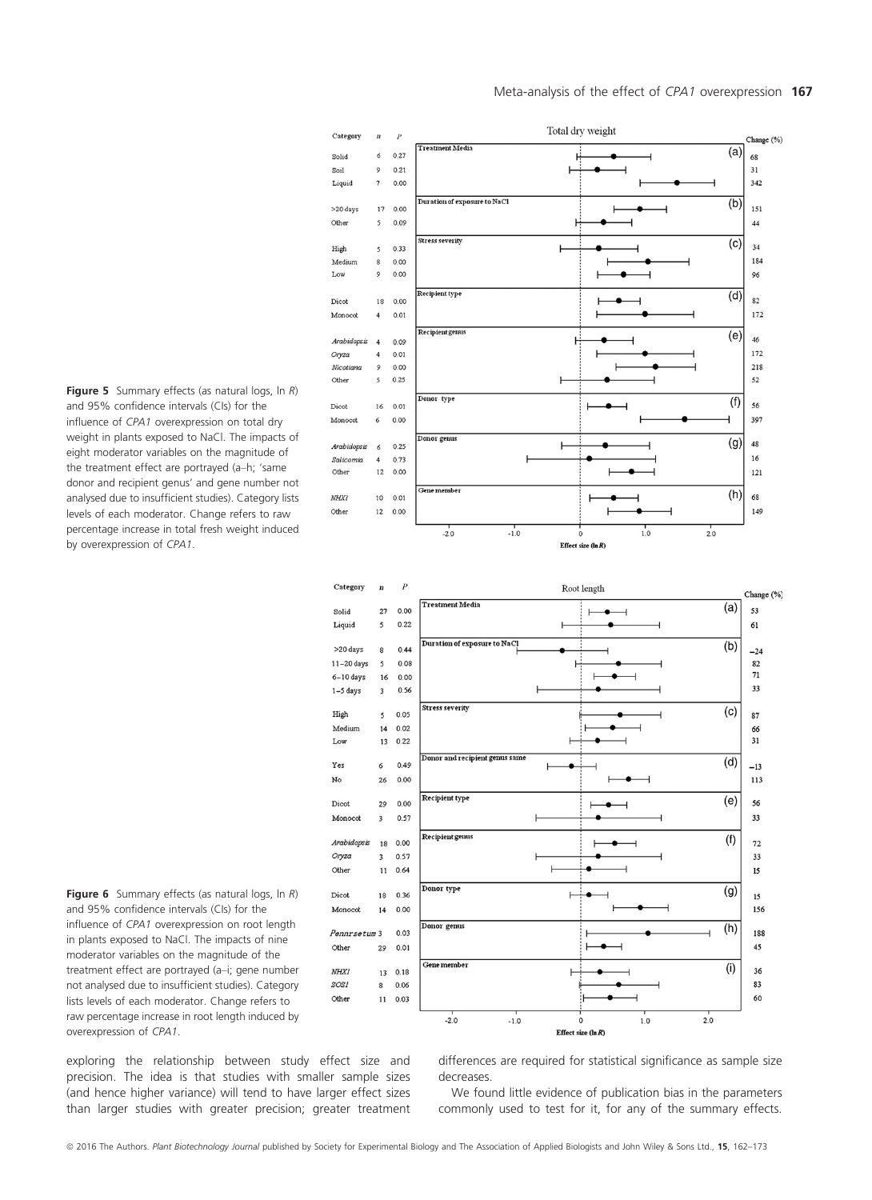Total dry weight

Category | n | P | Change (%)

Treatment Media (a)
Solid 6 0.27 68
Soil 9 0.21 31
Liquid 7 0.00 342

Duration of exposure to NaCl (b)
>20 days 17 0.00 151
Other 5 0.09 44

Stress severity (c)
High 5 0.33 34
Medium 8 0.00 184
Low 9 0.00 96

Recipient type (d)
Dicot 18 0.00 82
Monocot 4 0.01 172

Recipient genus (e)
*Arabidopsis* 4 0.09 46
*Oryza* 4 0.01 172
*Nicotiana* 9 0.00 218
Other 5 0.25 52

Donor type (f)
Dicot 16 0.01 56
Monocot 6 0.00 397

Donor genus (g)
*Arabidopsis* 6 0.25 48
*Salicornia* 4 0.73 16
Other 12 0.00 121

Gene member (h)
*NHX1* 10 0.01 68
Other 12 0.00 149

-2.0 -1.0 0 1.0 2.0
Effect size (ln *R*)

**Figure 5** Summary effects (as natural logs, ln *R*) and 95% confidence intervals (CIs) for the influence of *CPA1* overexpression on total dry weight in plants exposed to NaCl. The impacts of eight moderator variables on the magnitude of the treatment effect are portrayed (a–h; 'same donor and recipient genus' and gene number not analysed due to insufficient studies). Category lists levels of each moderator. Change refers to raw percentage increase in total fresh weight induced by overexpression of *CPA1*.

Root length

Category | n | P | Change (%)

Treatment Media (a)
Solid 27 0.00 53
Liquid 5 0.22 61

Duration of exposure to NaCl (b)
>20 days 8 0.44 −24
11–20 days 5 0.08 82
6–10 days 16 0.00 71
1–5 days 3 0.56 33

Stress severity (c)
High 5 0.05 87
Medium 14 0.02 66
Low 13 0.22 31

Donor and recipient genus same (d)
Yes 6 0.49 −13
No 26 0.00 113

Recipient type (e)
Dicot 29 0.00 56
Monocot 3 0.57 33

Recipient genus (f)
*Arabidopsis* 18 0.00 72
*Oryza* 3 0.57 33
Other 11 0.64 15

Donor type (g)
Dicot 18 0.36 15
Monocot 14 0.00 156

Donor genus (h)
*Pennrsetum* 3 0.03 188
Other 29 0.01 45

Gene member (i)
*NHX1* 13 0.18 36
*SOS1* 8 0.06 83
Other 11 0.03 60

-2.0 -1.0 0 1.0 2.0
Effect size (ln *R*)

**Figure 6** Summary effects (as natural logs, ln *R*) and 95% confidence intervals (CIs) for the influence of *CPA1* overexpression on root length in plants exposed to NaCl. The impacts of nine moderator variables on the magnitude of the treatment effect are portrayed (a–i; gene number not analysed due to insufficient studies). Category lists levels of each moderator. Change refers to raw percentage increase in root length induced by overexpression of *CPA1*.

exploring the relationship between study effect size and precision. The idea is that studies with smaller sample sizes (and hence higher variance) will tend to have larger effect sizes than larger studies with greater precision; greater treatment differences are required for statistical significance as sample size decreases.

We found little evidence of publication bias in the parameters commonly used to test for it, for any of the summary effects.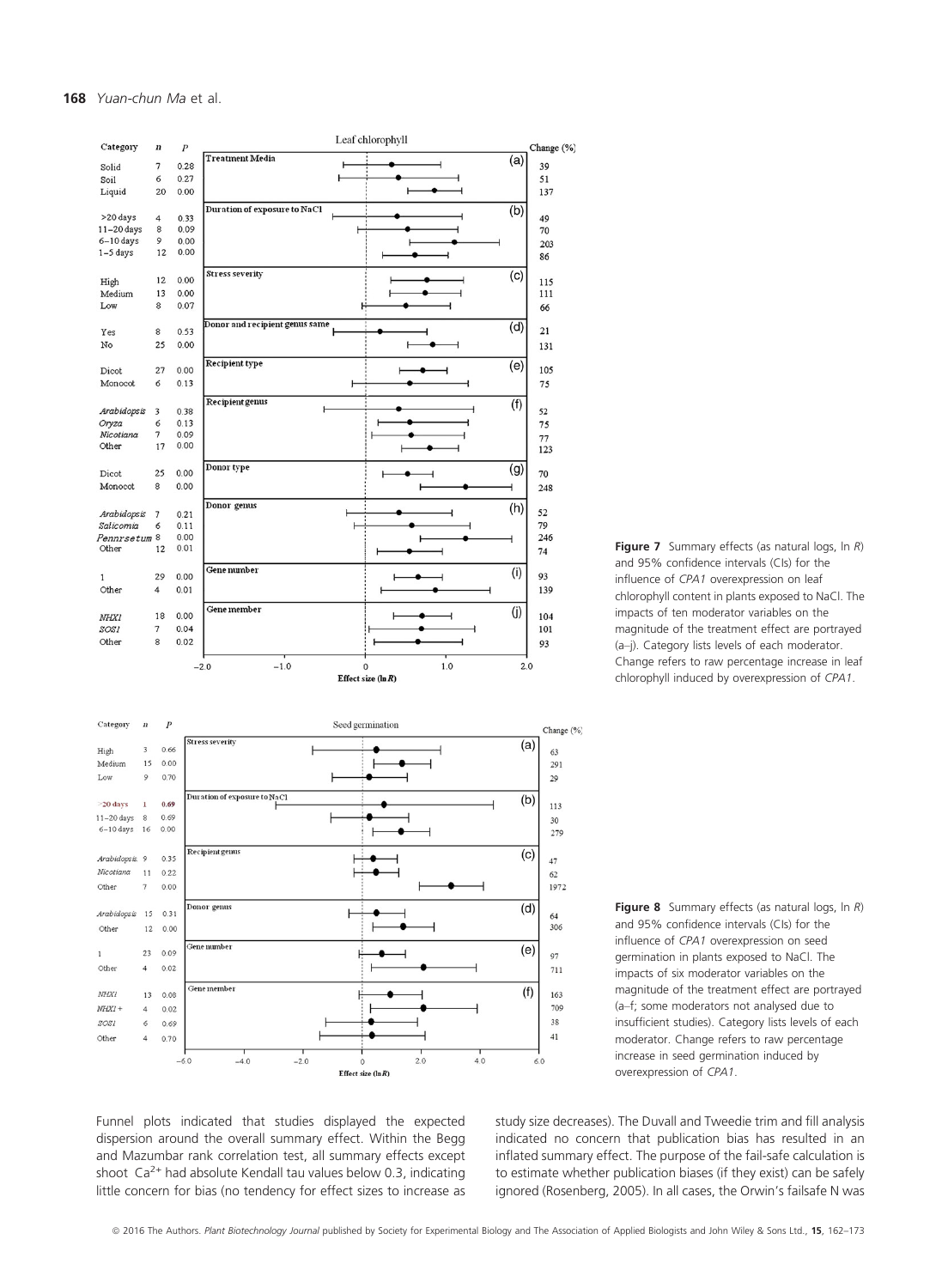Leaf chlorophyll

Category n p Change (%)

(a) Treatment Media
Solid 7 0.28 39
Soil 6 0.27 51
Liquid 20 0.00 137

(b) Duration of exposure to NaCl
>20 days 4 0.33 49
11–20 days 8 0.09 70
6–10 days 9 0.00 203
1–5 days 12 0.00 86

(c) Stress severity
High 12 0.00 115
Medium 13 0.00 111
Low 8 0.07 66

(d) Donor and recipient genus same
Yes 8 0.53 21
No 25 0.00 131

(e) Recipient type
Dicot 27 0.00 105
Monocot 6 0.13 75

(f) Recipient genus
*Arabidopsis* 3 0.38 52
*Oryza* 6 0.13 75
*Nicotiana* 7 0.09 77
Other 17 0.00 123

(g) Donor type
Dicot 25 0.00 70
Monocot 8 0.00 248

(h) Donor genus
*Arabidopsis* 7 0.21 52
*Salicornia* 6 0.11 79
*Pennrsetum* 8 0.00 246
Other 12 0.01 74

(i) Gene number
1 29 0.00 93
Other 4 0.01 139

(j) Gene member
*NHX1* 18 0.00 104
*SOS1* 7 0.04 101
Other 8 0.02 93

−2.0 −1.0 0 1.0 2.0
Effect size (ln*R*)

**Figure 7** Summary effects (as natural logs, ln *R*) and 95% confidence intervals (CIs) for the influence of *CPA1* overexpression on leaf chlorophyll content in plants exposed to NaCl. The impacts of ten moderator variables on the magnitude of the treatment effect are portrayed (a–j). Category lists levels of each moderator. Change refers to raw percentage increase in leaf chlorophyll induced by overexpression of *CPA1*.

Seed germination

Category n p Change (%)

(a) Stress severity
High 3 0.66 63
Medium 15 0.00 291
Low 9 0.70 29

(b) Duration of exposure to NaCl
>20 days 1 0.69 113
11–20 days 8 0.69 30
6–10 days 16 0.00 279

(c) Recipient genus
*Arabidopsis* 9 0.35 47
*Nicotiana* 11 0.22 62
Other 7 0.00 1972

(d) Donor genus
*Arabidopsis* 15 0.31 64
Other 12 0.00 306

(e) Gene number
1 23 0.09 97
Other 4 0.02 711

(f) Gene member
*NHX1* 13 0.08 163
*NHX1+* 4 0.02 709
*SOS1* 6 0.69 38
Other 4 0.70 41

−6.0 −4.0 −2.0 0 2.0 4.0 6.0
Effect size (ln*R*)

**Figure 8** Summary effects (as natural logs, ln *R*) and 95% confidence intervals (CIs) for the influence of *CPA1* overexpression on seed germination in plants exposed to NaCl. The impacts of six moderator variables on the magnitude of the treatment effect are portrayed (a–f; some moderators not analysed due to insufficient studies). Category lists levels of each moderator. Change refers to raw percentage increase in seed germination induced by overexpression of *CPA1*.

Funnel plots indicated that studies displayed the expected dispersion around the overall summary effect. Within the Begg and Mazumbar rank correlation test, all summary effects except shoot $Ca^{2+}$ had absolute Kendall tau values below 0.3, indicating little concern for bias (no tendency for effect sizes to increase as study size decreases). The Duvall and Tweedie trim and fill analysis indicated no concern that publication bias has resulted in an inflated summary effect. The purpose of the fail-safe calculation is to estimate whether publication biases (if they exist) can be safely ignored (Rosenberg, 2005). In all cases, the Orwin's failsafe N was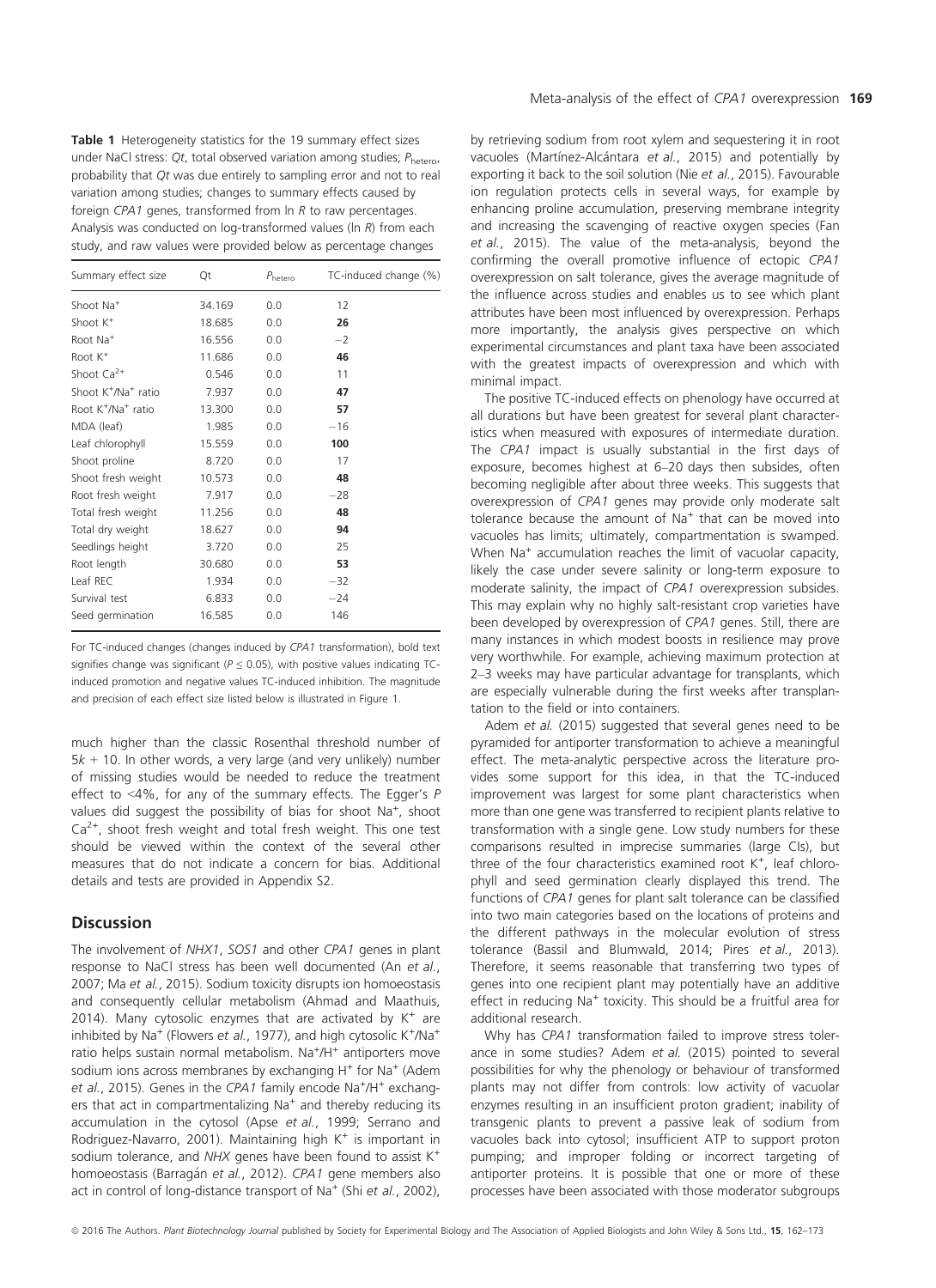**Table 1** Heterogeneity statistics for the 19 summary effect sizes under NaCl stress: *Qt*, total observed variation among studies; $P_{hetero}$, probability that *Qt* was due entirely to sampling error and not to real variation among studies; changes to summary effects caused by foreign *CPA1* genes, transformed from ln *R* to raw percentages. Analysis was conducted on log-transformed values (ln *R*) from each study, and raw values were provided below as percentage changes

| Summary effect size | Qt | $P_{hetero}$ | TC-induced change (%) |
|---|---|---|---|
| Shoot $Na^+$ | 34.169 | 0.0 | 12 |
| Shoot $K^+$ | 18.685 | 0.0 | **26** |
| Root $Na^+$ | 16.556 | 0.0 | −2 |
| Root $K^+$ | 11.686 | 0.0 | **46** |
| Shoot $Ca^{2+}$ | 0.546 | 0.0 | 11 |
| Shoot $K^+/Na^+$ ratio | 7.937 | 0.0 | **47** |
| Root $K^+/Na^+$ ratio | 13.300 | 0.0 | **57** |
| MDA (leaf) | 1.985 | 0.0 | −16 |
| Leaf chlorophyll | 15.559 | 0.0 | **100** |
| Shoot proline | 8.720 | 0.0 | 17 |
| Shoot fresh weight | 10.573 | 0.0 | **48** |
| Root fresh weight | 7.917 | 0.0 | −28 |
| Total fresh weight | 11.256 | 0.0 | **48** |
| Total dry weight | 18.627 | 0.0 | **94** |
| Seedlings height | 3.720 | 0.0 | 25 |
| Root length | 30.680 | 0.0 | **53** |
| Leaf REC | 1.934 | 0.0 | −32 |
| Survival test | 6.833 | 0.0 | −24 |
| Seed germination | 16.585 | 0.0 | 146 |

For TC-induced changes (changes induced by *CPA1* transformation), bold text signifies change was significant ($P \leq 0.05$), with positive values indicating TC-induced promotion and negative values TC-induced inhibition. The magnitude and precision of each effect size listed below is illustrated in Figure 1.

much higher than the classic Rosenthal threshold number of $5k + 10$. In other words, a very large (and very unlikely) number of missing studies would be needed to reduce the treatment effect to <4%, for any of the summary effects. The Egger's *P* values did suggest the possibility of bias for shoot $Na^+$, shoot $Ca^{2+}$, shoot fresh weight and total fresh weight. This one test should be viewed within the context of the several other measures that do not indicate a concern for bias. Additional details and tests are provided in Appendix S2.

## Discussion

The involvement of *NHX1*, *SOS1* and other *CPA1* genes in plant response to NaCl stress has been well documented (An *et al.*, 2007; Ma *et al.*, 2015). Sodium toxicity disrupts ion homoeostasis and consequently cellular metabolism (Ahmad and Maathuis, 2014). Many cytosolic enzymes that are activated by $K^+$ are inhibited by $Na^+$ (Flowers *et al.*, 1977), and high cytosolic $K^+/Na^+$ ratio helps sustain normal metabolism. $Na^+/H^+$ antiporters move sodium ions across membranes by exchanging $H^+$ for $Na^+$ (Adem *et al.*, 2015). Genes in the *CPA1* family encode $Na^+/H^+$ exchangers that act in compartmentalizing $Na^+$ and thereby reducing its accumulation in the cytosol (Apse *et al.*, 1999; Serrano and Rodriguez-Navarro, 2001). Maintaining high $K^+$ is important in sodium tolerance, and *NHX* genes have been found to assist $K^+$ homoeostasis (Barragán *et al.*, 2012). *CPA1* gene members also act in control of long-distance transport of $Na^+$ (Shi *et al.*, 2002), by retrieving sodium from root xylem and sequestering it in root vacuoles (Martínez-Alcántara *et al.*, 2015) and potentially by exporting it back to the soil solution (Nie *et al.*, 2015). Favourable ion regulation protects cells in several ways, for example by enhancing proline accumulation, preserving membrane integrity and increasing the scavenging of reactive oxygen species (Fan *et al.*, 2015). The value of the meta-analysis, beyond the confirming the overall promotive influence of ectopic *CPA1* overexpression on salt tolerance, gives the average magnitude of the influence across studies and enables us to see which plant attributes have been most influenced by overexpression. Perhaps more importantly, the analysis gives perspective on which experimental circumstances and plant taxa have been associated with the greatest impacts of overexpression and which with minimal impact.

The positive TC-induced effects on phenology have occurred at all durations but have been greatest for several plant characteristics when measured with exposures of intermediate duration. The *CPA1* impact is usually substantial in the first days of exposure, becomes highest at 6–20 days then subsides, often becoming negligible after about three weeks. This suggests that overexpression of *CPA1* genes may provide only moderate salt tolerance because the amount of $Na^+$ that can be moved into vacuoles has limits; ultimately, compartmentation is swamped. When $Na^+$ accumulation reaches the limit of vacuolar capacity, likely the case under severe salinity or long-term exposure to moderate salinity, the impact of *CPA1* overexpression subsides. This may explain why no highly salt-resistant crop varieties have been developed by overexpression of *CPA1* genes. Still, there are many instances in which modest boosts in resilience may prove very worthwhile. For example, achieving maximum protection at 2–3 weeks may have particular advantage for transplants, which are especially vulnerable during the first weeks after transplantation to the field or into containers.

Adem *et al.* (2015) suggested that several genes need to be pyramided for antiporter transformation to achieve a meaningful effect. The meta-analytic perspective across the literature provides some support for this idea, in that the TC-induced improvement was largest for some plant characteristics when more than one gene was transferred to recipient plants relative to transformation with a single gene. Low study numbers for these comparisons resulted in imprecise summaries (large CIs), but three of the four characteristics examined root $K^+$, leaf chlorophyll and seed germination clearly displayed this trend. The functions of *CPA1* genes for plant salt tolerance can be classified into two main categories based on the locations of proteins and the different pathways in the molecular evolution of stress tolerance (Bassil and Blumwald, 2014; Pires *et al.*, 2013). Therefore, it seems reasonable that transferring two types of genes into one recipient plant may potentially have an additive effect in reducing $Na^+$ toxicity. This should be a fruitful area for additional research.

Why has *CPA1* transformation failed to improve stress tolerance in some studies? Adem *et al.* (2015) pointed to several possibilities for why the phenology or behaviour of transformed plants may not differ from controls: low activity of vacuolar enzymes resulting in an insufficient proton gradient; inability of transgenic plants to prevent a passive leak of sodium from vacuoles back into cytosol; insufficient ATP to support proton pumping; and improper folding or incorrect targeting of antiporter proteins. It is possible that one or more of these processes have been associated with those moderator subgroups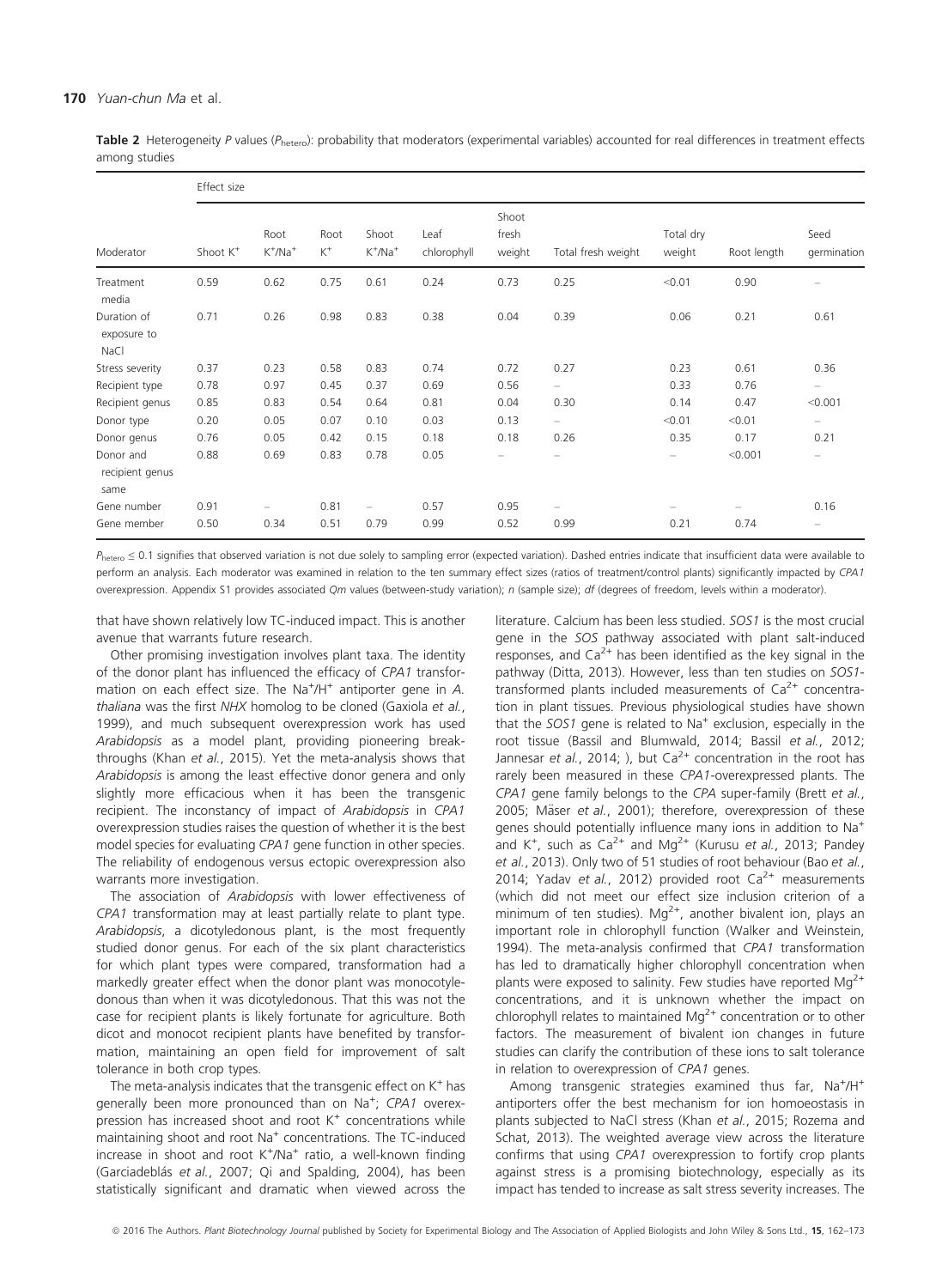**Table 2** Heterogeneity *P* values ($P_{hetero}$): probability that moderators (experimental variables) accounted for real differences in treatment effects among studies

| | Effect size | | | | | | | | | |
|---|---|---|---|---|---|---|---|---|---|---|
| Moderator | Shoot $K^+$ | Root $K^+/Na^+$ | Root $K^+$ | Shoot $K^+/Na^+$ | Leaf chlorophyll | Shoot fresh weight | Total fresh weight | Total dry weight | Root length | Seed germination |
| Treatment media | 0.59 | 0.62 | 0.75 | 0.61 | 0.24 | 0.73 | 0.25 | <0.01 | 0.90 | – |
| Duration of exposure to NaCl | 0.71 | 0.26 | 0.98 | 0.83 | 0.38 | 0.04 | 0.39 | 0.06 | 0.21 | 0.61 |
| Stress severity | 0.37 | 0.23 | 0.58 | 0.83 | 0.74 | 0.72 | 0.27 | 0.23 | 0.61 | 0.36 |
| Recipient type | 0.78 | 0.97 | 0.45 | 0.37 | 0.69 | 0.56 | – | 0.33 | 0.76 | – |
| Recipient genus | 0.85 | 0.83 | 0.54 | 0.64 | 0.81 | 0.04 | 0.30 | 0.14 | 0.47 | <0.001 |
| Donor type | 0.20 | 0.05 | 0.07 | 0.10 | 0.03 | 0.13 | – | <0.01 | <0.01 | – |
| Donor genus | 0.76 | 0.05 | 0.42 | 0.15 | 0.18 | 0.18 | 0.26 | 0.35 | 0.17 | 0.21 |
| Donor and recipient genus same | 0.88 | 0.69 | 0.83 | 0.78 | 0.05 | – | – | – | <0.001 | – |
| Gene number | 0.91 | – | 0.81 | – | 0.57 | 0.95 | – | – | – | 0.16 |
| Gene member | 0.50 | 0.34 | 0.51 | 0.79 | 0.99 | 0.52 | 0.99 | 0.21 | 0.74 | – |

$P_{hetero} \leq 0.1$ signifies that observed variation is not due solely to sampling error (expected variation). Dashed entries indicate that insufficient data were available to perform an analysis. Each moderator was examined in relation to the ten summary effect sizes (ratios of treatment/control plants) significantly impacted by *CPA1* overexpression. Appendix S1 provides associated *Qm* values (between-study variation); *n* (sample size); *df* (degrees of freedom, levels within a moderator).

that have shown relatively low TC-induced impact. This is another avenue that warrants future research.

Other promising investigation involves plant taxa. The identity of the donor plant has influenced the efficacy of *CPA1* transformation on each effect size. The $Na^+/H^+$ antiporter gene in *A. thaliana* was the first *NHX* homolog to be cloned (Gaxiola *et al.*, 1999), and much subsequent overexpression work has used *Arabidopsis* as a model plant, providing pioneering breakthroughs (Khan *et al.*, 2015). Yet the meta-analysis shows that *Arabidopsis* is among the least effective donor genera and only slightly more efficacious when it has been the transgenic recipient. The inconstancy of impact of *Arabidopsis* in *CPA1* overexpression studies raises the question of whether it is the best model species for evaluating *CPA1* gene function in other species. The reliability of endogenous versus ectopic overexpression also warrants more investigation.

The association of *Arabidopsis* with lower effectiveness of *CPA1* transformation may at least partially relate to plant type. *Arabidopsis*, a dicotyledonous plant, is the most frequently studied donor genus. For each of the six plant characteristics for which plant types were compared, transformation had a markedly greater effect when the donor plant was monocotyledonous than when it was dicotyledonous. That this was not the case for recipient plants is likely fortunate for agriculture. Both dicot and monocot recipient plants have benefited by transformation, maintaining an open field for improvement of salt tolerance in both crop types.

The meta-analysis indicates that the transgenic effect on $K^+$ has generally been more pronounced than on $Na^+$; *CPA1* overexpression has increased shoot and root $K^+$ concentrations while maintaining shoot and root $Na^+$ concentrations. The TC-induced increase in shoot and root $K^+/Na^+$ ratio, a well-known finding (Garciadeblás *et al.*, 2007; Qi and Spalding, 2004), has been statistically significant and dramatic when viewed across the literature. Calcium has been less studied. *SOS1* is the most crucial gene in the *SOS* pathway associated with plant salt-induced responses, and $Ca^{2+}$ has been identified as the key signal in the pathway (Ditta, 2013). However, less than ten studies on *SOS1*-transformed plants included measurements of $Ca^{2+}$ concentration in plant tissues. Previous physiological studies have shown that the *SOS1* gene is related to $Na^+$ exclusion, especially in the root tissue (Bassil and Blumwald, 2014; Bassil *et al.*, 2012; Jannesar *et al.*, 2014; ), but $Ca^{2+}$ concentration in the root has rarely been measured in these *CPA1*-overexpressed plants. The *CPA1* gene family belongs to the *CPA* super-family (Brett *et al.*, 2005; Mäser *et al.*, 2001); therefore, overexpression of these genes should potentially influence many ions in addition to $Na^+$ and $K^+$, such as $Ca^{2+}$ and $Mg^{2+}$ (Kurusu *et al.*, 2013; Pandey *et al.*, 2013). Only two of 51 studies of root behaviour (Bao *et al.*, 2014; Yadav *et al.*, 2012) provided root $Ca^{2+}$ measurements (which did not meet our effect size inclusion criterion of a minimum of ten studies). $Mg^{2+}$, another bivalent ion, plays an important role in chlorophyll function (Walker and Weinstein, 1994). The meta-analysis confirmed that *CPA1* transformation has led to dramatically higher chlorophyll concentration when plants were exposed to salinity. Few studies have reported $Mg^{2+}$ concentrations, and it is unknown whether the impact on chlorophyll relates to maintained $Mg^{2+}$ concentration or to other factors. The measurement of bivalent ion changes in future studies can clarify the contribution of these ions to salt tolerance in relation to overexpression of *CPA1* genes.

Among transgenic strategies examined thus far, $Na^+/H^+$ antiporters offer the best mechanism for ion homoeostasis in plants subjected to NaCl stress (Khan *et al.*, 2015; Rozema and Schat, 2013). The weighted average view across the literature confirms that using *CPA1* overexpression to fortify crop plants against stress is a promising biotechnology, especially as its impact has tended to increase as salt stress severity increases. The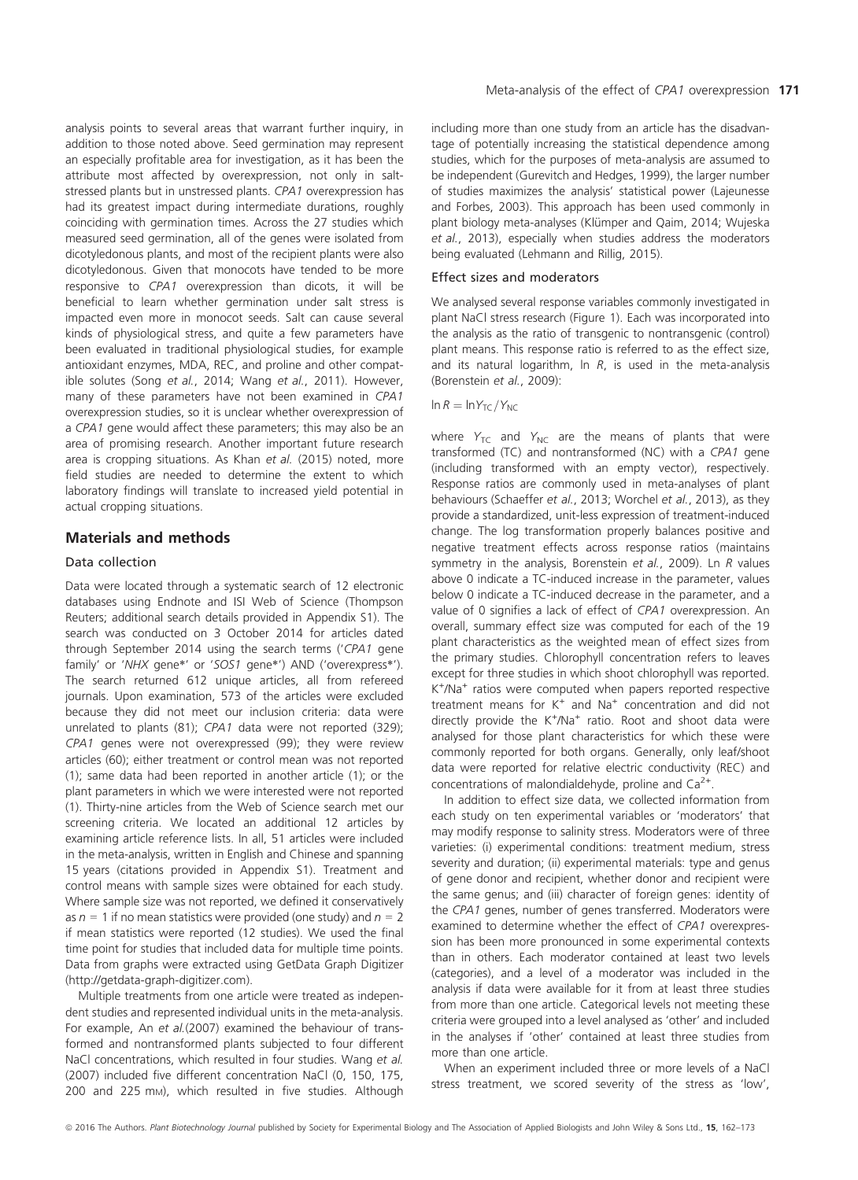analysis points to several areas that warrant further inquiry, in addition to those noted above. Seed germination may represent an especially profitable area for investigation, as it has been the attribute most affected by overexpression, not only in salt-stressed plants but in unstressed plants. *CPA1* overexpression has had its greatest impact during intermediate durations, roughly coinciding with germination times. Across the 27 studies which measured seed germination, all of the genes were isolated from dicotyledonous plants, and most of the recipient plants were also dicotyledonous. Given that monocots have tended to be more responsive to *CPA1* overexpression than dicots, it will be beneficial to learn whether germination under salt stress is impacted even more in monocot seeds. Salt can cause several kinds of physiological stress, and quite a few parameters have been evaluated in traditional physiological studies, for example antioxidant enzymes, MDA, REC, and proline and other compatible solutes (Song *et al.*, 2014; Wang *et al.*, 2011). However, many of these parameters have not been examined in *CPA1* overexpression studies, so it is unclear whether overexpression of a *CPA1* gene would affect these parameters; this may also be an area of promising research. Another important future research area is cropping situations. As Khan *et al.* (2015) noted, more field studies are needed to determine the extent to which laboratory findings will translate to increased yield potential in actual cropping situations.

## Materials and methods

### Data collection

Data were located through a systematic search of 12 electronic databases using Endnote and ISI Web of Science (Thompson Reuters; additional search details provided in Appendix S1). The search was conducted on 3 October 2014 for articles dated through September 2014 using the search terms ('*CPA1* gene family' or '*NHX* gene*' or '*SOS1* gene*') AND ('overexpress*'). The search returned 612 unique articles, all from refereed journals. Upon examination, 573 of the articles were excluded because they did not meet our inclusion criteria: data were unrelated to plants (81); *CPA1* data were not reported (329); *CPA1* genes were not overexpressed (99); they were review articles (60); either treatment or control mean was not reported (1); same data had been reported in another article (1); or the plant parameters in which we were interested were not reported (1). Thirty-nine articles from the Web of Science search met our screening criteria. We located an additional 12 articles by examining article reference lists. In all, 51 articles were included in the meta-analysis, written in English and Chinese and spanning 15 years (citations provided in Appendix S1). Treatment and control means with sample sizes were obtained for each study. Where sample size was not reported, we defined it conservatively as $n = 1$ if no mean statistics were provided (one study) and $n = 2$ if mean statistics were reported (12 studies). We used the final time point for studies that included data for multiple time points. Data from graphs were extracted using GetData Graph Digitizer (http://getdata-graph-digitizer.com).

Multiple treatments from one article were treated as independent studies and represented individual units in the meta-analysis. For example, An *et al.*(2007) examined the behaviour of transformed and nontransformed plants subjected to four different NaCl concentrations, which resulted in four studies. Wang *et al.* (2007) included five different concentration NaCl (0, 150, 175, 200 and 225 mM), which resulted in five studies. Although including more than one study from an article has the disadvantage of potentially increasing the statistical dependence among studies, which for the purposes of meta-analysis are assumed to be independent (Gurevitch and Hedges, 1999), the larger number of studies maximizes the analysis' statistical power (Lajeunesse and Forbes, 2003). This approach has been used commonly in plant biology meta-analyses (Klümper and Qaim, 2014; Wujeska *et al.*, 2013), especially when studies address the moderators being evaluated (Lehmann and Rillig, 2015).

### Effect sizes and moderators

We analysed several response variables commonly investigated in plant NaCl stress research (Figure 1). Each was incorporated into the analysis as the ratio of transgenic to nontransgenic (control) plant means. This response ratio is referred to as the effect size, and its natural logarithm, ln *R*, is used in the meta-analysis (Borenstein *et al.*, 2009):

$$\ln R = \ln Y_{TC}/Y_{NC}$$

where $Y_{TC}$ and $Y_{NC}$ are the means of plants that were transformed (TC) and nontransformed (NC) with a *CPA1* gene (including transformed with an empty vector), respectively. Response ratios are commonly used in meta-analyses of plant behaviours (Schaeffer *et al.*, 2013; Worchel *et al.*, 2013), as they provide a standardized, unit-less expression of treatment-induced change. The log transformation properly balances positive and negative treatment effects across response ratios (maintains symmetry in the analysis, Borenstein *et al.*, 2009). Ln *R* values above 0 indicate a TC-induced increase in the parameter, values below 0 indicate a TC-induced decrease in the parameter, and a value of 0 signifies a lack of effect of *CPA1* overexpression. An overall, summary effect size was computed for each of the 19 plant characteristics as the weighted mean of effect sizes from the primary studies. Chlorophyll concentration refers to leaves except for three studies in which shoot chlorophyll was reported. $K^+/Na^+$ ratios were computed when papers reported respective treatment means for $K^+$ and $Na^+$ concentration and did not directly provide the $K^+/Na^+$ ratio. Root and shoot data were analysed for those plant characteristics for which these were commonly reported for both organs. Generally, only leaf/shoot data were reported for relative electric conductivity (REC) and concentrations of malondialdehyde, proline and $Ca^{2+}$.

In addition to effect size data, we collected information from each study on ten experimental variables or 'moderators' that may modify response to salinity stress. Moderators were of three varieties: (i) experimental conditions: treatment medium, stress severity and duration; (ii) experimental materials: type and genus of gene donor and recipient, whether donor and recipient were the same genus; and (iii) character of foreign genes: identity of the *CPA1* genes, number of genes transferred. Moderators were examined to determine whether the effect of *CPA1* overexpression has been more pronounced in some experimental contexts than in others. Each moderator contained at least two levels (categories), and a level of a moderator was included in the analysis if data were available for it from at least three studies from more than one article. Categorical levels not meeting these criteria were grouped into a level analysed as 'other' and included in the analyses if 'other' contained at least three studies from more than one article.

When an experiment included three or more levels of a NaCl stress treatment, we scored severity of the stress as 'low',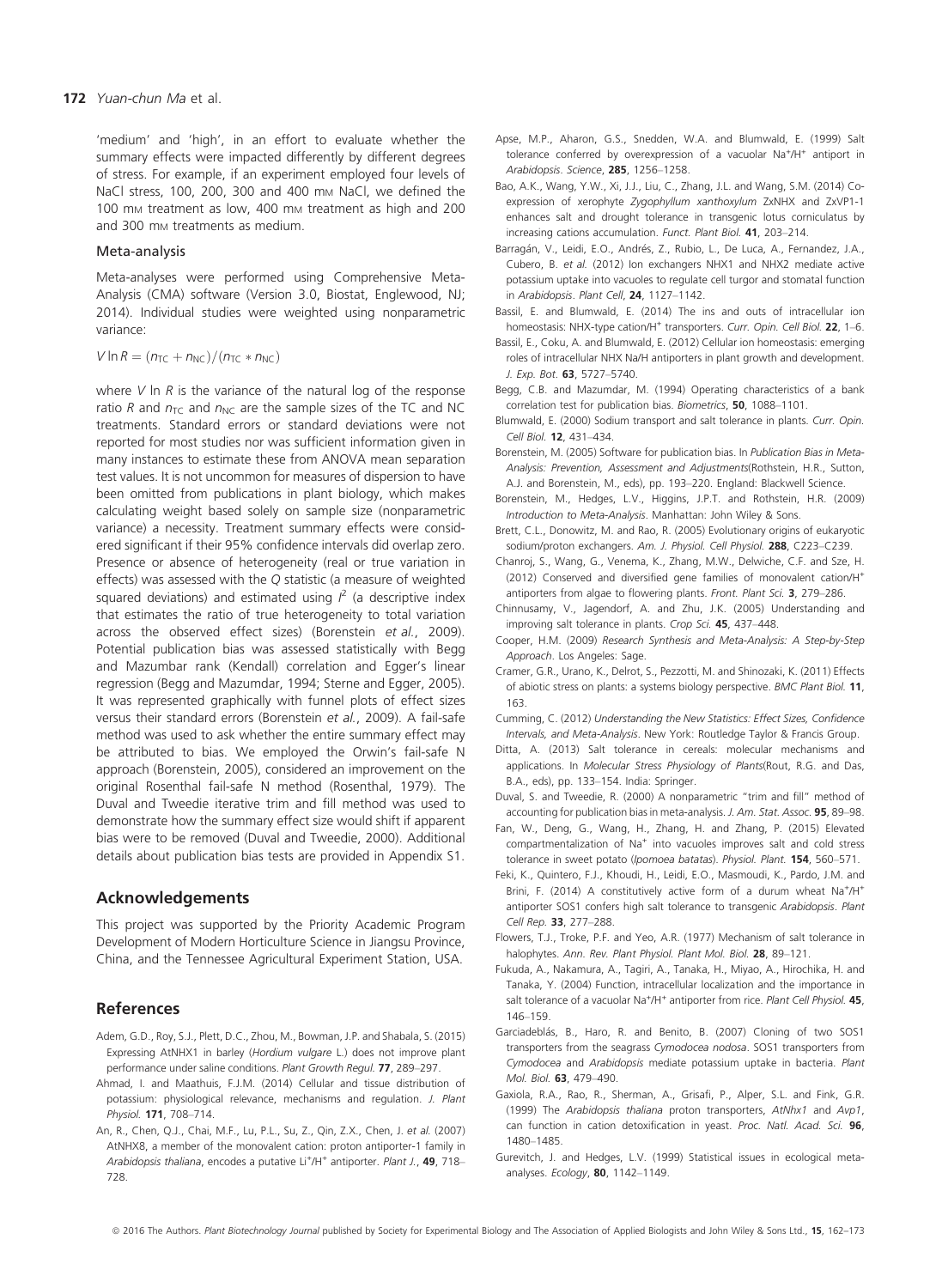'medium' and 'high', in an effort to evaluate whether the summary effects were impacted differently by different degrees of stress. For example, if an experiment employed four levels of NaCl stress, 100, 200, 300 and 400 mM NaCl, we defined the 100 mM treatment as low, 400 mM treatment as high and 200 and 300 mM treatments as medium.

### Meta-analysis

Meta-analyses were performed using Comprehensive Meta-Analysis (CMA) software (Version 3.0, Biostat, Englewood, NJ; 2014). Individual studies were weighted using nonparametric variance:

$$V \ln R = (n_{TC} + n_{NC})/(n_{TC} * n_{NC})$$

where $V \ln R$ is the variance of the natural log of the response ratio $R$ and $n_{TC}$ and $n_{NC}$ are the sample sizes of the TC and NC treatments. Standard errors or standard deviations were not reported for most studies nor was sufficient information given in many instances to estimate these from ANOVA mean separation test values. It is not uncommon for measures of dispersion to have been omitted from publications in plant biology, which makes calculating weight based solely on sample size (nonparametric variance) a necessity. Treatment summary effects were considered significant if their 95% confidence intervals did overlap zero. Presence or absence of heterogeneity (real or true variation in effects) was assessed with the $Q$ statistic (a measure of weighted squared deviations) and estimated using $I^2$ (a descriptive index that estimates the ratio of true heterogeneity to total variation across the observed effect sizes) (Borenstein *et al.*, 2009). Potential publication bias was assessed statistically with Begg and Mazumbar rank (Kendall) correlation and Egger's linear regression (Begg and Mazumdar, 1994; Sterne and Egger, 2005). It was represented graphically with funnel plots of effect sizes versus their standard errors (Borenstein *et al.*, 2009). A fail-safe method was used to ask whether the entire summary effect may be attributed to bias. We employed the Orwin's fail-safe N approach (Borenstein, 2005), considered an improvement on the original Rosenthal fail-safe N method (Rosenthal, 1979). The Duval and Tweedie iterative trim and fill method was used to demonstrate how the summary effect size would shift if apparent bias were to be removed (Duval and Tweedie, 2000). Additional details about publication bias tests are provided in Appendix S1.

## Acknowledgements

This project was supported by the Priority Academic Program Development of Modern Horticulture Science in Jiangsu Province, China, and the Tennessee Agricultural Experiment Station, USA.

## References

Adem, G.D., Roy, S.J., Plett, D.C., Zhou, M., Bowman, J.P. and Shabala, S. (2015) Expressing AtNHX1 in barley (*Hordium vulgare* L.) does not improve plant performance under saline conditions. *Plant Growth Regul.* **77**, 289–297.

Ahmad, I. and Maathuis, F.J.M. (2014) Cellular and tissue distribution of potassium: physiological relevance, mechanisms and regulation. *J. Plant Physiol.* **171**, 708–714.

An, R., Chen, Q.J., Chai, M.F., Lu, P.L., Su, Z., Qin, Z.X., Chen, J. *et al.* (2007) AtNHX8, a member of the monovalent cation: proton antiporter-1 family in *Arabidopsis thaliana*, encodes a putative $Li^+/H^+$ antiporter. *Plant J.*, **49**, 718–728.

Apse, M.P., Aharon, G.S., Snedden, W.A. and Blumwald, E. (1999) Salt tolerance conferred by overexpression of a vacuolar $Na^+/H^+$ antiport in *Arabidopsis*. *Science*, **285**, 1256–1258.

Bao, A.K., Wang, Y.W., Xi, J.J., Liu, C., Zhang, J.L. and Wang, S.M. (2014) Co-expression of xerophyte *Zygophyllum xanthoxylum* ZxNHX and ZxVP1-1 enhances salt and drought tolerance in transgenic lotus corniculatus by increasing cations accumulation. *Funct. Plant Biol.* **41**, 203–214.

Barragán, V., Leidi, E.O., Andrés, Z., Rubio, L., De Luca, A., Fernandez, J.A., Cubero, B. *et al.* (2012) Ion exchangers NHX1 and NHX2 mediate active potassium uptake into vacuoles to regulate cell turgor and stomatal function in *Arabidopsis*. *Plant Cell*, **24**, 1127–1142.

Bassil, E. and Blumwald, E. (2014) The ins and outs of intracellular ion homeostasis: NHX-type cation/$H^+$ transporters. *Curr. Opin. Cell Biol.* **22**, 1–6.

Bassil, E., Coku, A. and Blumwald, E. (2012) Cellular ion homeostasis: emerging roles of intracellular NHX Na/H antiporters in plant growth and development. *J. Exp. Bot.* **63**, 5727–5740.

Begg, C.B. and Mazumdar, M. (1994) Operating characteristics of a bank correlation test for publication bias. *Biometrics*, **50**, 1088–1101.

Blumwald, E. (2000) Sodium transport and salt tolerance in plants. *Curr. Opin. Cell Biol.* **12**, 431–434.

Borenstein, M. (2005) Software for publication bias. In *Publication Bias in Meta-Analysis: Prevention, Assessment and Adjustments*(Rothstein, H.R., Sutton, A.J. and Borenstein, M., eds), pp. 193–220. England: Blackwell Science.

Borenstein, M., Hedges, L.V., Higgins, J.P.T. and Rothstein, H.R. (2009) *Introduction to Meta-Analysis*. Manhattan: John Wiley & Sons.

Brett, C.L., Donowitz, M. and Rao, R. (2005) Evolutionary origins of eukaryotic sodium/proton exchangers. *Am. J. Physiol. Cell Physiol.* **288**, C223–C239.

Chanroj, S., Wang, G., Venema, K., Zhang, M.W., Delwiche, C.F. and Sze, H. (2012) Conserved and diversified gene families of monovalent cation/$H^+$ antiporters from algae to flowering plants. *Front. Plant Sci.* **3**, 279–286.

Chinnusamy, V., Jagendorf, A. and Zhu, J.K. (2005) Understanding and improving salt tolerance in plants. *Crop Sci.* **45**, 437–448.

Cooper, H.M. (2009) *Research Synthesis and Meta-Analysis: A Step-by-Step Approach*. Los Angeles: Sage.

Cramer, G.R., Urano, K., Delrot, S., Pezzotti, M. and Shinozaki, K. (2011) Effects of abiotic stress on plants: a systems biology perspective. *BMC Plant Biol.* **11**, 163.

Cumming, C. (2012) *Understanding the New Statistics: Effect Sizes, Confidence Intervals, and Meta-Analysis*. New York: Routledge Taylor & Francis Group.

Ditta, A. (2013) Salt tolerance in cereals: molecular mechanisms and applications. In *Molecular Stress Physiology of Plants*(Rout, R.G. and Das, B.A., eds), pp. 133–154. India: Springer.

Duval, S. and Tweedie, R. (2000) A nonparametric "trim and fill" method of accounting for publication bias in meta-analysis. *J. Am. Stat. Assoc.* **95**, 89–98.

Fan, W., Deng, G., Wang, H., Zhang, H. and Zhang, P. (2015) Elevated compartmentalization of $Na^+$ into vacuoles improves salt and cold stress tolerance in sweet potato (*Ipomoea batatas*). *Physiol. Plant.* **154**, 560–571.

Feki, K., Quintero, F.J., Khoudi, H., Leidi, E.O., Masmoudi, K., Pardo, J.M. and Brini, F. (2014) A constitutively active form of a durum wheat $Na^+/H^+$ antiporter SOS1 confers high salt tolerance to transgenic *Arabidopsis*. *Plant Cell Rep.* **33**, 277–288.

Flowers, T.J., Troke, P.F. and Yeo, A.R. (1977) Mechanism of salt tolerance in halophytes. *Ann. Rev. Plant Physiol. Plant Mol. Biol.* **28**, 89–121.

Fukuda, A., Nakamura, A., Tagiri, A., Tanaka, H., Miyao, A., Hirochika, H. and Tanaka, Y. (2004) Function, intracellular localization and the importance in salt tolerance of a vacuolar $Na^+/H^+$ antiporter from rice. *Plant Cell Physiol.* **45**, 146–159.

Garciadeblás, B., Haro, R. and Benito, B. (2007) Cloning of two SOS1 transporters from the seagrass *Cymodocea nodosa*. SOS1 transporters from *Cymodocea* and *Arabidopsis* mediate potassium uptake in bacteria. *Plant Mol. Biol.* **63**, 479–490.

Gaxiola, R.A., Rao, R., Sherman, A., Grisafi, P., Alper, S.L. and Fink, G.R. (1999) The *Arabidopsis thaliana* proton transporters, *AtNhx1* and *Avp1*, can function in cation detoxification in yeast. *Proc. Natl. Acad. Sci.* **96**, 1480–1485.

Gurevitch, J. and Hedges, L.V. (1999) Statistical issues in ecological meta-analyses. *Ecology*, **80**, 1142–1149.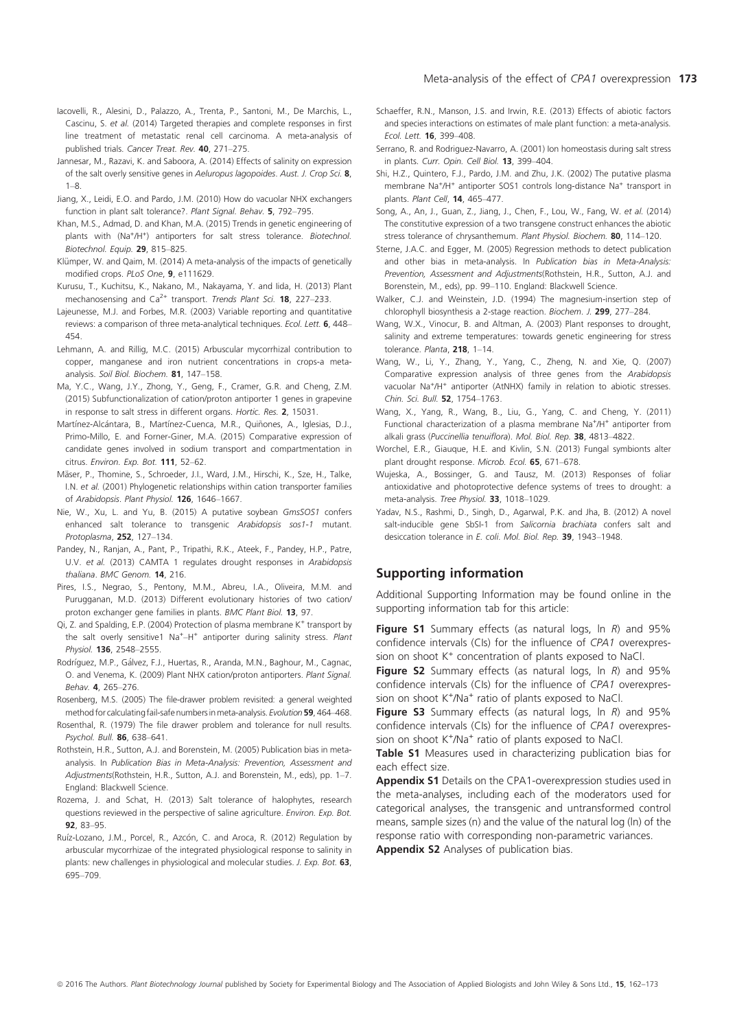Iacovelli, R., Alesini, D., Palazzo, A., Trenta, P., Santoni, M., De Marchis, L., Cascinu, S. *et al.* (2014) Targeted therapies and complete responses in first line treatment of metastatic renal cell carcinoma. A meta-analysis of published trials. *Cancer Treat. Rev.* **40**, 271–275.

Jannesar, M., Razavi, K. and Saboora, A. (2014) Effects of salinity on expression of the salt overly sensitive genes in *Aeluropus lagopoides*. *Aust. J. Crop Sci.* **8**, 1–8.

Jiang, X., Leidi, E.O. and Pardo, J.M. (2010) How do vacuolar NHX exchangers function in plant salt tolerance?. *Plant Signal. Behav.* **5**, 792–795.

Khan, M.S., Admad, D. and Khan, M.A. (2015) Trends in genetic engineering of plants with ($Na^+/H^+$) antiporters for salt stress tolerance. *Biotechnol. Biotechnol. Equip.* **29**, 815–825.

Klümper, W. and Qaim, M. (2014) A meta-analysis of the impacts of genetically modified crops. *PLoS One*, **9**, e111629.

Kurusu, T., Kuchitsu, K., Nakano, M., Nakayama, Y. and Iida, H. (2013) Plant mechanosensing and $Ca^{2+}$ transport. *Trends Plant Sci.* **18**, 227–233.

Lajeunesse, M.J. and Forbes, M.R. (2003) Variable reporting and quantitative reviews: a comparison of three meta-analytical techniques. *Ecol. Lett.* **6**, 448–454.

Lehmann, A. and Rillig, M.C. (2015) Arbuscular mycorrhizal contribution to copper, manganese and iron nutrient concentrations in crops-a meta-analysis. *Soil Biol. Biochem.* **81**, 147–158.

Ma, Y.C., Wang, J.Y., Zhong, Y., Geng, F., Cramer, G.R. and Cheng, Z.M. (2015) Subfunctionalization of cation/proton antiporter 1 genes in grapevine in response to salt stress in different organs. *Hortic. Res.* **2**, 15031.

Martínez-Alcántara, B., Martínez-Cuenca, M.R., Quiñones, A., Iglesias, D.J., Primo-Millo, E. and Forner-Giner, M.A. (2015) Comparative expression of candidate genes involved in sodium transport and compartmentation in citrus. *Environ. Exp. Bot.* **111**, 52–62.

Mäser, P., Thomine, S., Schroeder, J.I., Ward, J.M., Hirschi, K., Sze, H., Talke, I.N. *et al.* (2001) Phylogenetic relationships within cation transporter families of *Arabidopsis*. *Plant Physiol.* **126**, 1646–1667.

Nie, W., Xu, L. and Yu, B. (2015) A putative soybean *GmsSOS1* confers enhanced salt tolerance to transgenic *Arabidopsis sos1-1* mutant. *Protoplasma*, **252**, 127–134.

Pandey, N., Ranjan, A., Pant, P., Tripathi, R.K., Ateek, F., Pandey, H.P., Patre, U.V. *et al.* (2013) CAMTA 1 regulates drought responses in *Arabidopsis thaliana*. *BMC Genom.* **14**, 216.

Pires, I.S., Negrao, S., Pentony, M.M., Abreu, I.A., Oliveira, M.M. and Purugganan, M.D. (2013) Different evolutionary histories of two cation/proton exchanger gene families in plants. *BMC Plant Biol.* **13**, 97.

Qi, Z. and Spalding, E.P. (2004) Protection of plasma membrane $K^+$ transport by the salt overly sensitive1 $Na^+$–$H^+$ antiporter during salinity stress. *Plant Physiol.* **136**, 2548–2555.

Rodríguez, M.P., Gálvez, F.J., Huertas, R., Aranda, M.N., Baghour, M., Cagnac, O. and Venema, K. (2009) Plant NHX cation/proton antiporters. *Plant Signal. Behav.* **4**, 265–276.

Rosenberg, M.S. (2005) The file-drawer problem revisited: a general weighted method for calculating fail-safe numbers in meta-analysis. *Evolution* **59**, 464–468.

Rosenthal, R. (1979) The file drawer problem and tolerance for null results. *Psychol. Bull.* **86**, 638–641.

Rothstein, H.R., Sutton, A.J. and Borenstein, M. (2005) Publication bias in meta-analysis. In *Publication Bias in Meta-Analysis: Prevention, Assessment and Adjustments*(Rothstein, H.R., Sutton, A.J. and Borenstein, M., eds), pp. 1–7. England: Blackwell Science.

Rozema, J. and Schat, H. (2013) Salt tolerance of halophytes, research questions reviewed in the perspective of saline agriculture. *Environ. Exp. Bot.* **92**, 83–95.

Ruíz-Lozano, J.M., Porcel, R., Azcón, C. and Aroca, R. (2012) Regulation by arbuscular mycorrhizae of the integrated physiological response to salinity in plants: new challenges in physiological and molecular studies. *J. Exp. Bot.* **63**, 695–709.

Schaeffer, R.N., Manson, J.S. and Irwin, R.E. (2013) Effects of abiotic factors and species interactions on estimates of male plant function: a meta-analysis. *Ecol. Lett.* **16**, 399–408.

Serrano, R. and Rodriguez-Navarro, A. (2001) Ion homeostasis during salt stress in plants. *Curr. Opin. Cell Biol.* **13**, 399–404.

Shi, H.Z., Quintero, F.J., Pardo, J.M. and Zhu, J.K. (2002) The putative plasma membrane $Na^+/H^+$ antiporter SOS1 controls long-distance $Na^+$ transport in plants. *Plant Cell*, **14**, 465–477.

Song, A., An, J., Guan, Z., Jiang, J., Chen, F., Lou, W., Fang, W. *et al.* (2014) The constitutive expression of a two transgene construct enhances the abiotic stress tolerance of chrysanthemum. *Plant Physiol. Biochem.* **80**, 114–120.

Sterne, J.A.C. and Egger, M. (2005) Regression methods to detect publication and other bias in meta-analysis. In *Publication bias in Meta-Analysis: Prevention, Assessment and Adjustments*(Rothstein, H.R., Sutton, A.J. and Borenstein, M., eds), pp. 99–110. England: Blackwell Science.

Walker, C.J. and Weinstein, J.D. (1994) The magnesium-insertion step of chlorophyll biosynthesis a 2-stage reaction. *Biochem. J.* **299**, 277–284.

Wang, W.X., Vinocur, B. and Altman, A. (2003) Plant responses to drought, salinity and extreme temperatures: towards genetic engineering for stress tolerance. *Planta*, **218**, 1–14.

Wang, W., Li, Y., Zhang, Y., Yang, C., Zheng, N. and Xie, Q. (2007) Comparative expression analysis of three genes from the *Arabidopsis* vacuolar $Na^+/H^+$ antiporter (AtNHX) family in relation to abiotic stresses. *Chin. Sci. Bull.* **52**, 1754–1763.

Wang, X., Yang, R., Wang, B., Liu, G., Yang, C. and Cheng, Y. (2011) Functional characterization of a plasma membrane $Na^+/H^+$ antiporter from alkali grass (*Puccinellia tenuiflora*). *Mol. Biol. Rep.* **38**, 4813–4822.

Worchel, E.R., Giauque, H.E. and Kivlin, S.N. (2013) Fungal symbionts alter plant drought response. *Microb. Ecol.* **65**, 671–678.

Wujeska, A., Bossinger, G. and Tausz, M. (2013) Responses of foliar antioxidative and photoprotective defence systems of trees to drought: a meta-analysis. *Tree Physiol.* **33**, 1018–1029.

Yadav, N.S., Rashmi, D., Singh, D., Agarwal, P.K. and Jha, B. (2012) A novel salt-inducible gene SbSI-1 from *Salicornia brachiata* confers salt and desiccation tolerance in *E. coli*. *Mol. Biol. Rep.* **39**, 1943–1948.

## Supporting information

Additional Supporting Information may be found online in the supporting information tab for this article:

**Figure S1** Summary effects (as natural logs, ln *R*) and 95% confidence intervals (CIs) for the influence of *CPA1* overexpression on shoot $K^+$ concentration of plants exposed to NaCl.

**Figure S2** Summary effects (as natural logs, ln *R*) and 95% confidence intervals (CIs) for the influence of *CPA1* overexpression on shoot $K^+/Na^+$ ratio of plants exposed to NaCl.

**Figure S3** Summary effects (as natural logs, ln *R*) and 95% confidence intervals (CIs) for the influence of *CPA1* overexpression on shoot $K^+/Na^+$ ratio of plants exposed to NaCl.

**Table S1** Measures used in characterizing publication bias for each effect size.

**Appendix S1** Details on the CPA1-overexpression studies used in the meta-analyses, including each of the moderators used for categorical analyses, the transgenic and untransformed control means, sample sizes (n) and the value of the natural log (ln) of the response ratio with corresponding non-parametric variances.

**Appendix S2** Analyses of publication bias.